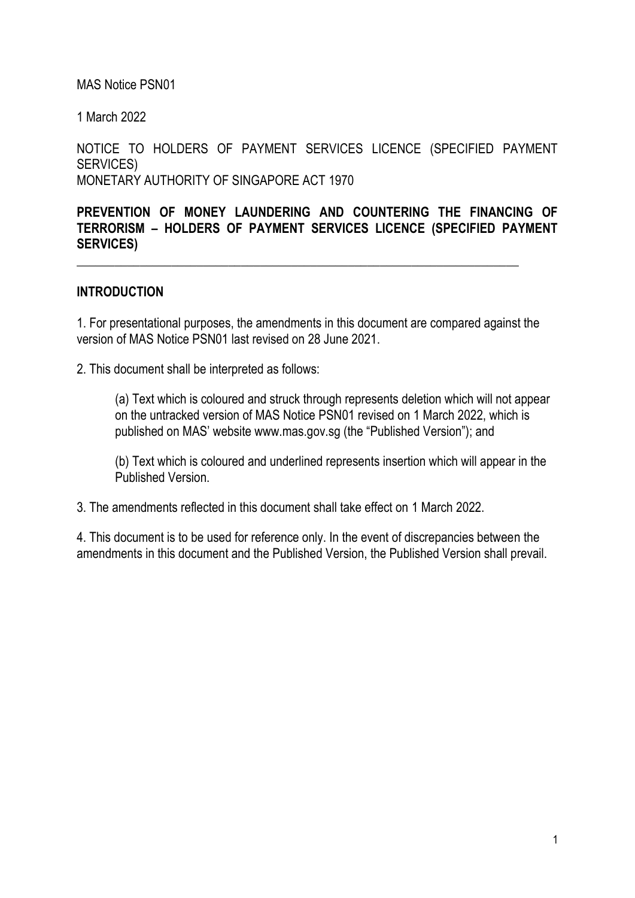MAS Notice PSN01

1 March 2022

NOTICE TO HOLDERS OF PAYMENT SERVICES LICENCE (SPECIFIED PAYMENT SERVICES)
MONETARY AUTHORITY OF SINGAPORE ACT 1970

**PREVENTION OF MONEY LAUNDERING AND COUNTERING THE FINANCING OF TERRORISM – HOLDERS OF PAYMENT SERVICES LICENCE (SPECIFIED PAYMENT SERVICES)**

---

## INTRODUCTION

1. For presentational purposes, the amendments in this document are compared against the version of MAS Notice PSN01 last revised on 28 June 2021.

2. This document shall be interpreted as follows:

   (a) Text which is coloured and struck through represents deletion which will not appear on the untracked version of MAS Notice PSN01 revised on 1 March 2022, which is published on MAS' website www.mas.gov.sg (the "Published Version"); and

   (b) Text which is coloured and underlined represents insertion which will appear in the Published Version.

3. The amendments reflected in this document shall take effect on 1 March 2022.

4. This document is to be used for reference only. In the event of discrepancies between the amendments in this document and the Published Version, the Published Version shall prevail.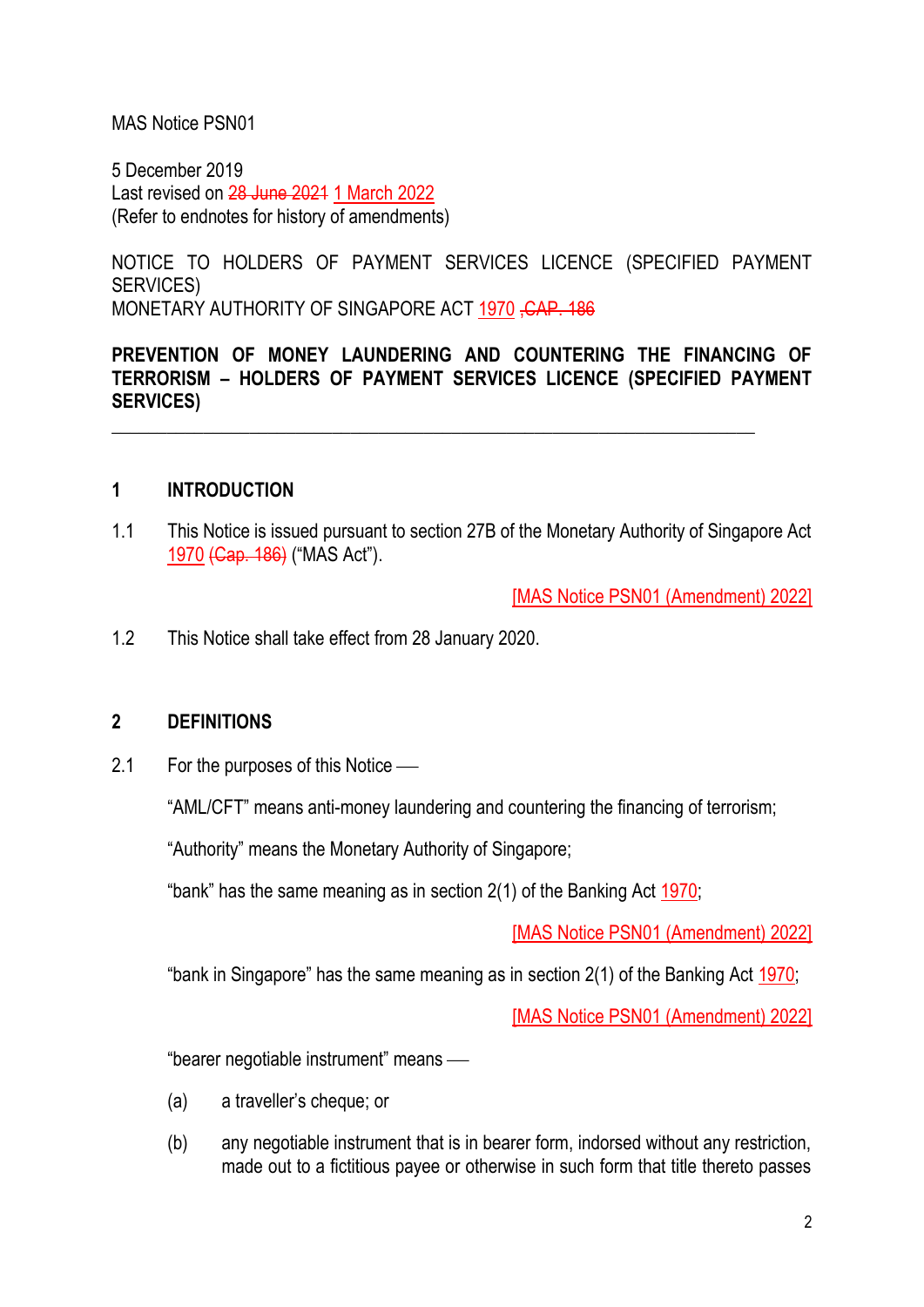MAS Notice PSN01

5 December 2019
Last revised on ~~28 June 2021~~ 1 March 2022
(Refer to endnotes for history of amendments)

NOTICE TO HOLDERS OF PAYMENT SERVICES LICENCE (SPECIFIED PAYMENT SERVICES)
MONETARY AUTHORITY OF SINGAPORE ACT 1970 ~~, CAP. 186~~

**PREVENTION OF MONEY LAUNDERING AND COUNTERING THE FINANCING OF TERRORISM – HOLDERS OF PAYMENT SERVICES LICENCE (SPECIFIED PAYMENT SERVICES)**

---

## 1 INTRODUCTION

1.1 This Notice is issued pursuant to section 27B of the Monetary Authority of Singapore Act 1970 ~~(Cap. 186)~~ ("MAS Act").

[MAS Notice PSN01 (Amendment) 2022]

1.2 This Notice shall take effect from 28 January 2020.

## 2 DEFINITIONS

2.1 For the purposes of this Notice —

"AML/CFT" means anti-money laundering and countering the financing of terrorism;

"Authority" means the Monetary Authority of Singapore;

"bank" has the same meaning as in section 2(1) of the Banking Act 1970;

[MAS Notice PSN01 (Amendment) 2022]

"bank in Singapore" has the same meaning as in section 2(1) of the Banking Act 1970;

[MAS Notice PSN01 (Amendment) 2022]

"bearer negotiable instrument" means —

(a) a traveller's cheque; or

(b) any negotiable instrument that is in bearer form, indorsed without any restriction, made out to a fictitious payee or otherwise in such form that title thereto passes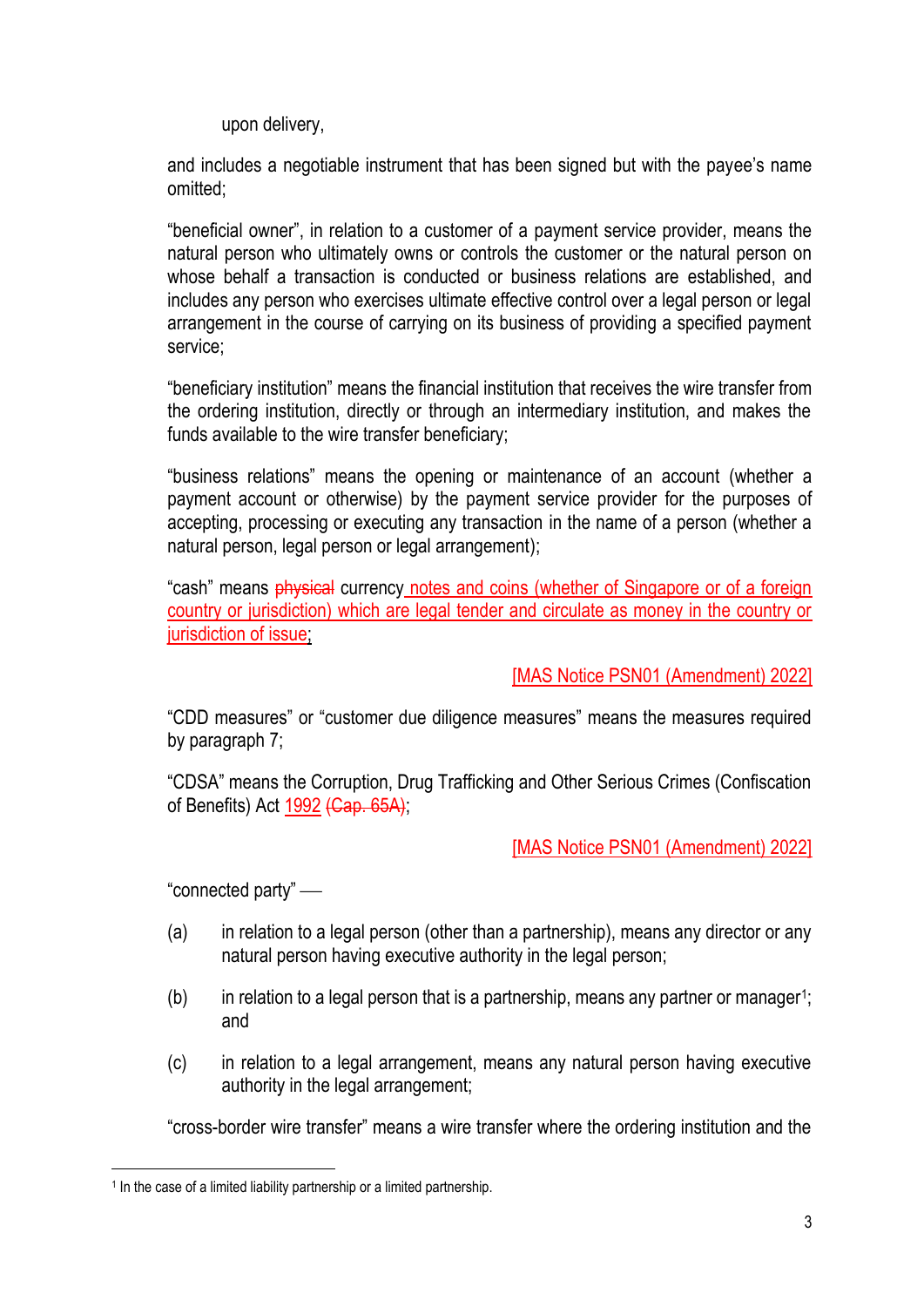upon delivery,

and includes a negotiable instrument that has been signed but with the payee's name omitted;

"beneficial owner", in relation to a customer of a payment service provider, means the natural person who ultimately owns or controls the customer or the natural person on whose behalf a transaction is conducted or business relations are established, and includes any person who exercises ultimate effective control over a legal person or legal arrangement in the course of carrying on its business of providing a specified payment service;

"beneficiary institution" means the financial institution that receives the wire transfer from the ordering institution, directly or through an intermediary institution, and makes the funds available to the wire transfer beneficiary;

"business relations" means the opening or maintenance of an account (whether a payment account or otherwise) by the payment service provider for the purposes of accepting, processing or executing any transaction in the name of a person (whether a natural person, legal person or legal arrangement);

"cash" means ~~physical~~ currency notes and coins (whether of Singapore or of a foreign country or jurisdiction) which are legal tender and circulate as money in the country or jurisdiction of issue;

[MAS Notice PSN01 (Amendment) 2022]

"CDD measures" or "customer due diligence measures" means the measures required by paragraph 7;

"CDSA" means the Corruption, Drug Trafficking and Other Serious Crimes (Confiscation of Benefits) Act 1992 ~~(Cap. 65A)~~;

[MAS Notice PSN01 (Amendment) 2022]

"connected party" —

(a) in relation to a legal person (other than a partnership), means any director or any natural person having executive authority in the legal person;

(b) in relation to a legal person that is a partnership, means any partner or manager[1]; and

(c) in relation to a legal arrangement, means any natural person having executive authority in the legal arrangement;

"cross-border wire transfer" means a wire transfer where the ordering institution and the

[1] In the case of a limited liability partnership or a limited partnership.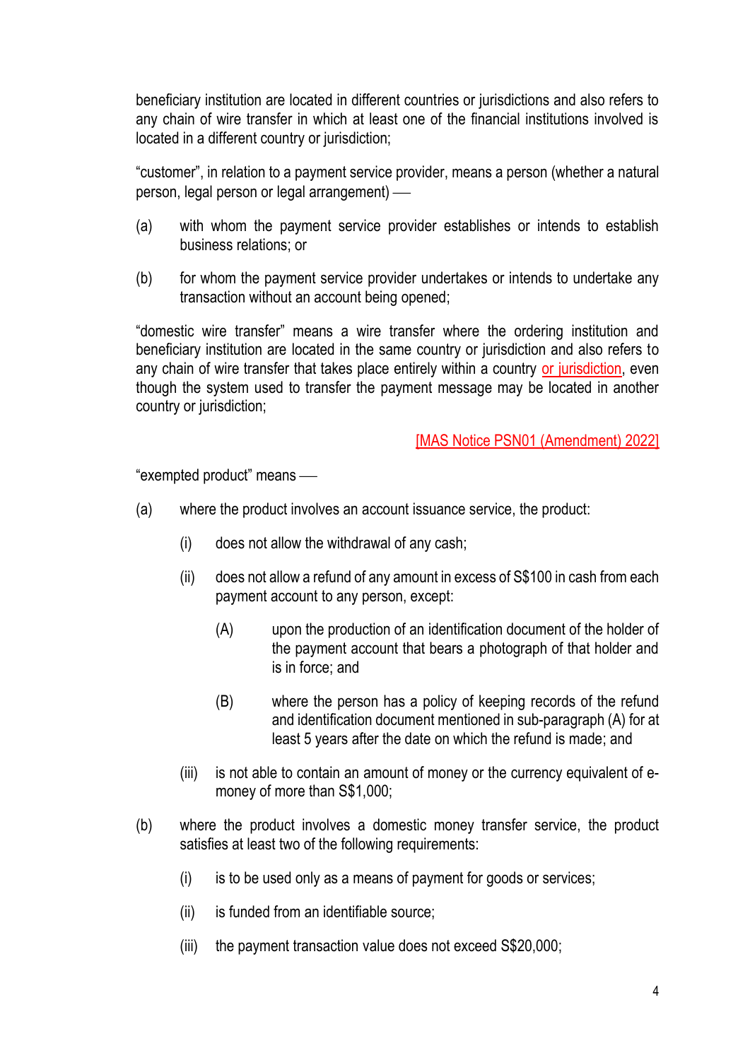beneficiary institution are located in different countries or jurisdictions and also refers to any chain of wire transfer in which at least one of the financial institutions involved is located in a different country or jurisdiction;

"customer", in relation to a payment service provider, means a person (whether a natural person, legal person or legal arrangement) —

(a) with whom the payment service provider establishes or intends to establish business relations; or

(b) for whom the payment service provider undertakes or intends to undertake any transaction without an account being opened;

"domestic wire transfer" means a wire transfer where the ordering institution and beneficiary institution are located in the same country or jurisdiction and also refers to any chain of wire transfer that takes place entirely within a country or jurisdiction, even though the system used to transfer the payment message may be located in another country or jurisdiction;

[MAS Notice PSN01 (Amendment) 2022]

"exempted product" means —

(a) where the product involves an account issuance service, the product:

  (i) does not allow the withdrawal of any cash;

  (ii) does not allow a refund of any amount in excess of S$100 in cash from each payment account to any person, except:

    (A) upon the production of an identification document of the holder of the payment account that bears a photograph of that holder and is in force; and

    (B) where the person has a policy of keeping records of the refund and identification document mentioned in sub-paragraph (A) for at least 5 years after the date on which the refund is made; and

  (iii) is not able to contain an amount of money or the currency equivalent of e-money of more than S$1,000;

(b) where the product involves a domestic money transfer service, the product satisfies at least two of the following requirements:

  (i) is to be used only as a means of payment for goods or services;

  (ii) is funded from an identifiable source;

  (iii) the payment transaction value does not exceed S$20,000;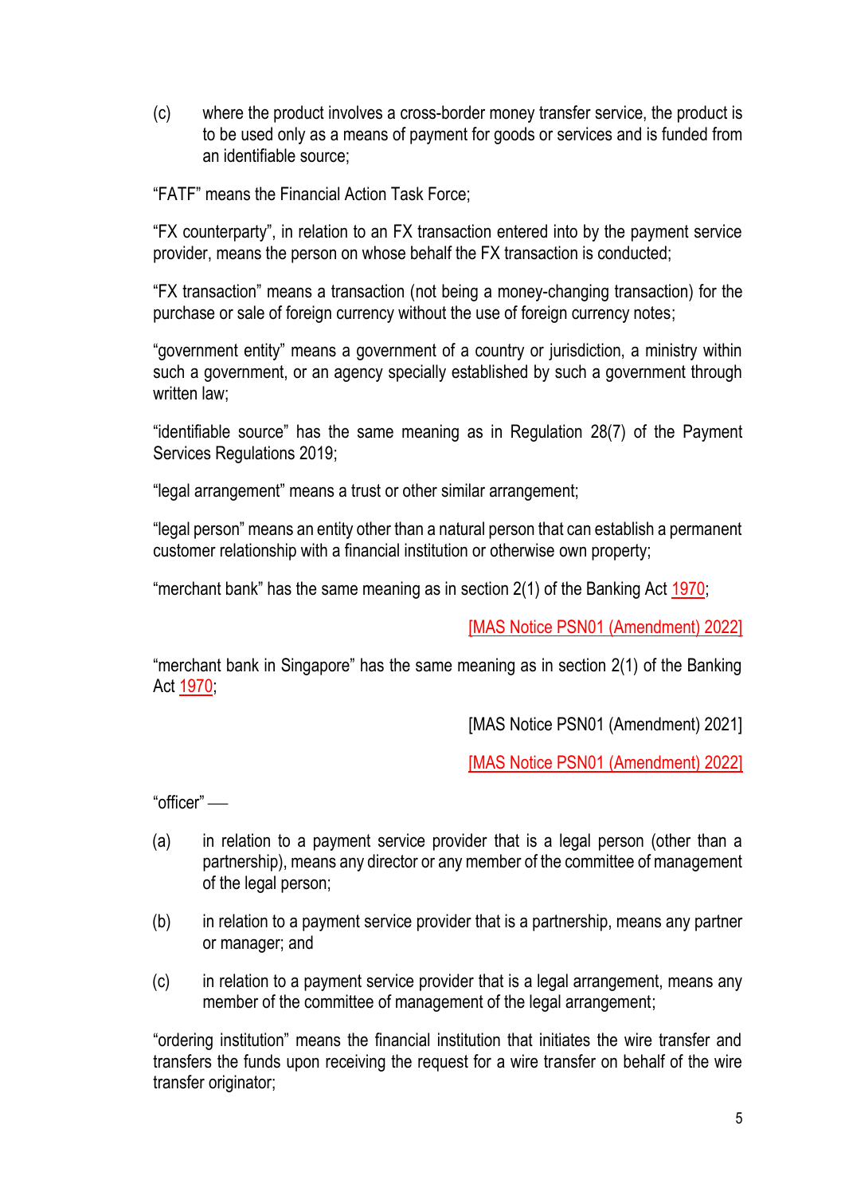(c) where the product involves a cross-border money transfer service, the product is to be used only as a means of payment for goods or services and is funded from an identifiable source;

"FATF" means the Financial Action Task Force;

"FX counterparty", in relation to an FX transaction entered into by the payment service provider, means the person on whose behalf the FX transaction is conducted;

"FX transaction" means a transaction (not being a money-changing transaction) for the purchase or sale of foreign currency without the use of foreign currency notes;

"government entity" means a government of a country or jurisdiction, a ministry within such a government, or an agency specially established by such a government through written law;

"identifiable source" has the same meaning as in Regulation 28(7) of the Payment Services Regulations 2019;

"legal arrangement" means a trust or other similar arrangement;

"legal person" means an entity other than a natural person that can establish a permanent customer relationship with a financial institution or otherwise own property;

"merchant bank" has the same meaning as in section 2(1) of the Banking Act 1970;

[MAS Notice PSN01 (Amendment) 2022]

"merchant bank in Singapore" has the same meaning as in section 2(1) of the Banking Act 1970;

[MAS Notice PSN01 (Amendment) 2021]

[MAS Notice PSN01 (Amendment) 2022]

"officer" —

(a) in relation to a payment service provider that is a legal person (other than a partnership), means any director or any member of the committee of management of the legal person;

(b) in relation to a payment service provider that is a partnership, means any partner or manager; and

(c) in relation to a payment service provider that is a legal arrangement, means any member of the committee of management of the legal arrangement;

"ordering institution" means the financial institution that initiates the wire transfer and transfers the funds upon receiving the request for a wire transfer on behalf of the wire transfer originator;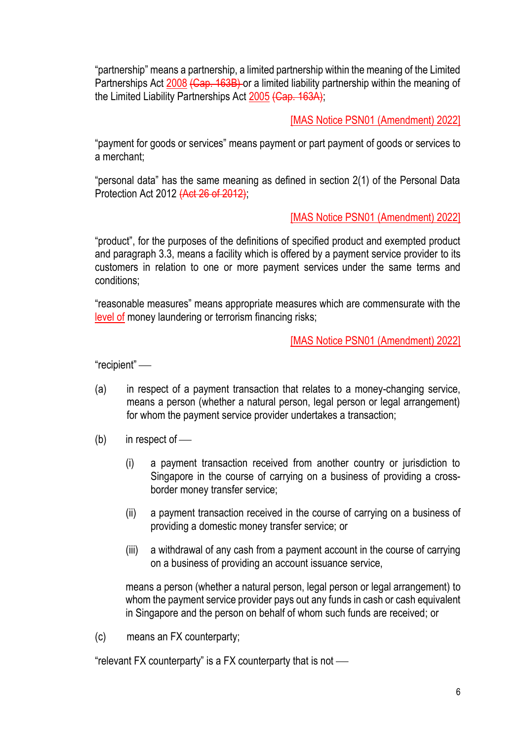"partnership" means a partnership, a limited partnership within the meaning of the Limited Partnerships Act 2008 ~~(Cap. 163B)~~ or a limited liability partnership within the meaning of the Limited Liability Partnerships Act 2005 ~~(Cap. 163A)~~;

[MAS Notice PSN01 (Amendment) 2022]

"payment for goods or services" means payment or part payment of goods or services to a merchant;

"personal data" has the same meaning as defined in section 2(1) of the Personal Data Protection Act 2012 ~~(Act 26 of 2012)~~;

[MAS Notice PSN01 (Amendment) 2022]

"product", for the purposes of the definitions of specified product and exempted product and paragraph 3.3, means a facility which is offered by a payment service provider to its customers in relation to one or more payment services under the same terms and conditions;

"reasonable measures" means appropriate measures which are commensurate with the level of money laundering or terrorism financing risks;

[MAS Notice PSN01 (Amendment) 2022]

"recipient" —

(a) in respect of a payment transaction that relates to a money-changing service, means a person (whether a natural person, legal person or legal arrangement) for whom the payment service provider undertakes a transaction;

(b) in respect of —

(i) a payment transaction received from another country or jurisdiction to Singapore in the course of carrying on a business of providing a cross-border money transfer service;

(ii) a payment transaction received in the course of carrying on a business of providing a domestic money transfer service; or

(iii) a withdrawal of any cash from a payment account in the course of carrying on a business of providing an account issuance service,

means a person (whether a natural person, legal person or legal arrangement) to whom the payment service provider pays out any funds in cash or cash equivalent in Singapore and the person on behalf of whom such funds are received; or

(c) means an FX counterparty;

"relevant FX counterparty" is a FX counterparty that is not —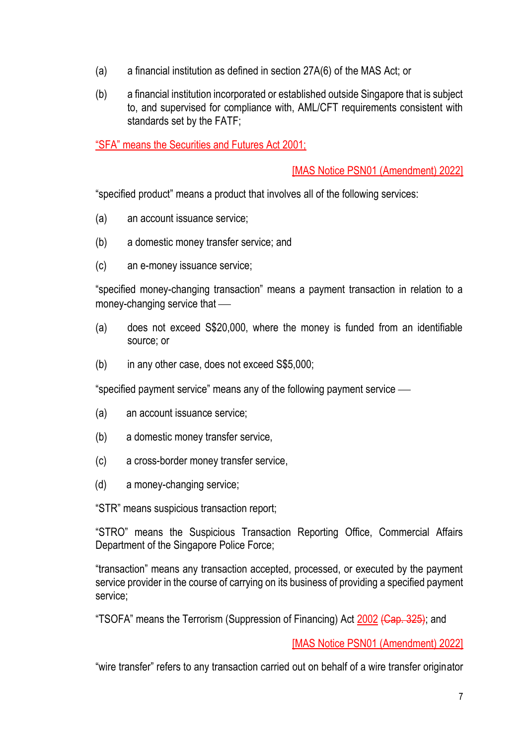(a) a financial institution as defined in section 27A(6) of the MAS Act; or

(b) a financial institution incorporated or established outside Singapore that is subject to, and supervised for compliance with, AML/CFT requirements consistent with standards set by the FATF;

"SFA" means the Securities and Futures Act 2001;

[MAS Notice PSN01 (Amendment) 2022]

"specified product" means a product that involves all of the following services:

(a) an account issuance service;

(b) a domestic money transfer service; and

(c) an e-money issuance service;

"specified money-changing transaction" means a payment transaction in relation to a money-changing service that —

(a) does not exceed S$20,000, where the money is funded from an identifiable source; or

(b) in any other case, does not exceed S$5,000;

"specified payment service" means any of the following payment service —

(a) an account issuance service;

(b) a domestic money transfer service,

(c) a cross-border money transfer service,

(d) a money-changing service;

"STR" means suspicious transaction report;

"STRO" means the Suspicious Transaction Reporting Office, Commercial Affairs Department of the Singapore Police Force;

"transaction" means any transaction accepted, processed, or executed by the payment service provider in the course of carrying on its business of providing a specified payment service;

"TSOFA" means the Terrorism (Suppression of Financing) Act 2002 ~~(Cap. 325)~~; and

[MAS Notice PSN01 (Amendment) 2022]

"wire transfer" refers to any transaction carried out on behalf of a wire transfer originator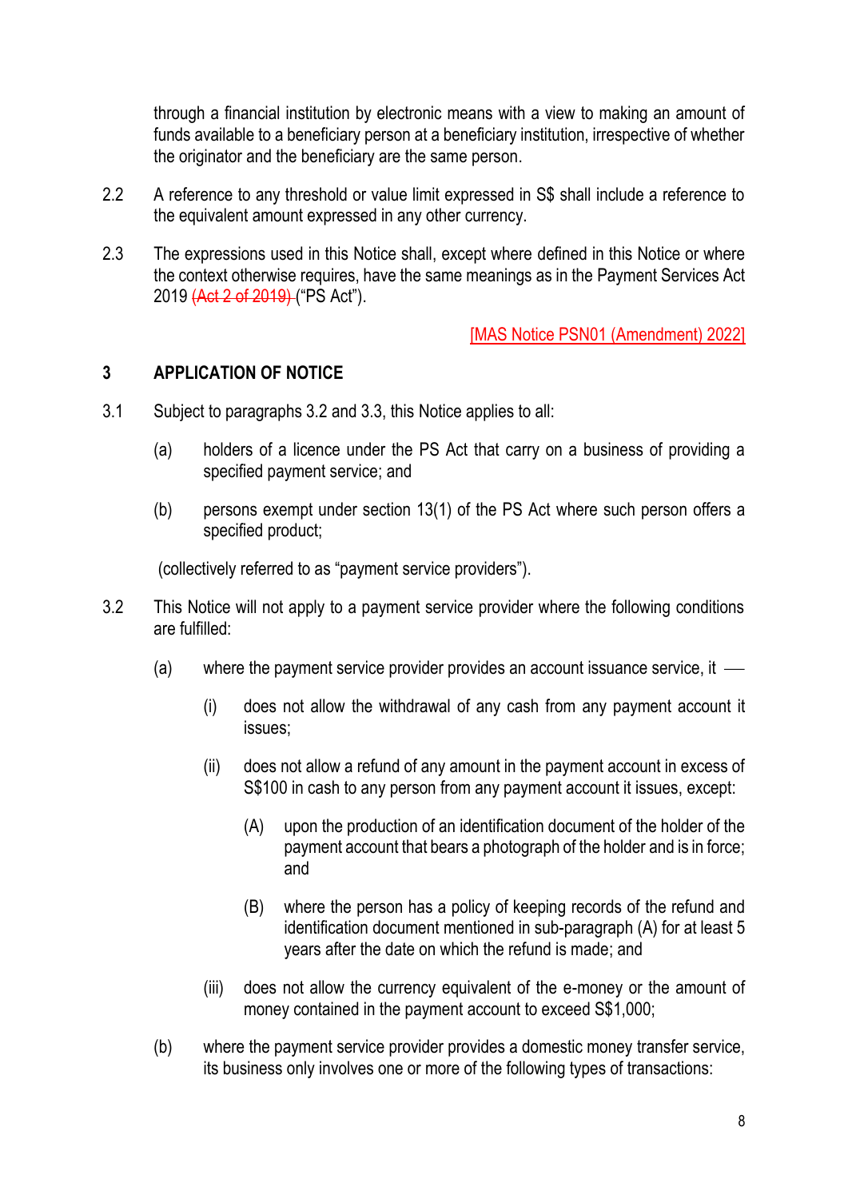through a financial institution by electronic means with a view to making an amount of funds available to a beneficiary person at a beneficiary institution, irrespective of whether the originator and the beneficiary are the same person.

2.2 A reference to any threshold or value limit expressed in S$ shall include a reference to the equivalent amount expressed in any other currency.

2.3 The expressions used in this Notice shall, except where defined in this Notice or where the context otherwise requires, have the same meanings as in the Payment Services Act 2019 ~~(Act 2 of 2019)~~ ("PS Act").

[MAS Notice PSN01 (Amendment) 2022]

## 3 APPLICATION OF NOTICE

3.1 Subject to paragraphs 3.2 and 3.3, this Notice applies to all:

(a) holders of a licence under the PS Act that carry on a business of providing a specified payment service; and

(b) persons exempt under section 13(1) of the PS Act where such person offers a specified product;

(collectively referred to as "payment service providers").

3.2 This Notice will not apply to a payment service provider where the following conditions are fulfilled:

(a) where the payment service provider provides an account issuance service, it —

(i) does not allow the withdrawal of any cash from any payment account it issues;

(ii) does not allow a refund of any amount in the payment account in excess of S$100 in cash to any person from any payment account it issues, except:

(A) upon the production of an identification document of the holder of the payment account that bears a photograph of the holder and is in force; and

(B) where the person has a policy of keeping records of the refund and identification document mentioned in sub-paragraph (A) for at least 5 years after the date on which the refund is made; and

(iii) does not allow the currency equivalent of the e-money or the amount of money contained in the payment account to exceed S$1,000;

(b) where the payment service provider provides a domestic money transfer service, its business only involves one or more of the following types of transactions: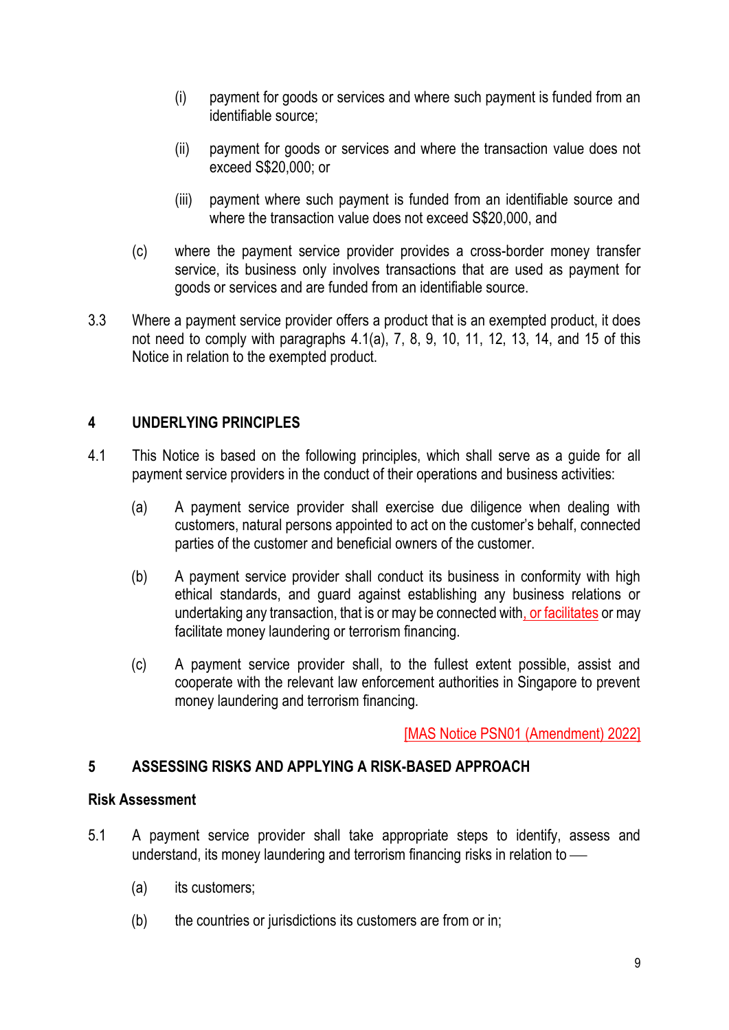(i) payment for goods or services and where such payment is funded from an identifiable source;

(ii) payment for goods or services and where the transaction value does not exceed S$20,000; or

(iii) payment where such payment is funded from an identifiable source and where the transaction value does not exceed S$20,000, and

(c) where the payment service provider provides a cross-border money transfer service, its business only involves transactions that are used as payment for goods or services and are funded from an identifiable source.

3.3 Where a payment service provider offers a product that is an exempted product, it does not need to comply with paragraphs 4.1(a), 7, 8, 9, 10, 11, 12, 13, 14, and 15 of this Notice in relation to the exempted product.

## 4 UNDERLYING PRINCIPLES

4.1 This Notice is based on the following principles, which shall serve as a guide for all payment service providers in the conduct of their operations and business activities:

(a) A payment service provider shall exercise due diligence when dealing with customers, natural persons appointed to act on the customer's behalf, connected parties of the customer and beneficial owners of the customer.

(b) A payment service provider shall conduct its business in conformity with high ethical standards, and guard against establishing any business relations or undertaking any transaction, that is or may be connected with, or facilitates or may facilitate money laundering or terrorism financing.

(c) A payment service provider shall, to the fullest extent possible, assist and cooperate with the relevant law enforcement authorities in Singapore to prevent money laundering and terrorism financing.

[MAS Notice PSN01 (Amendment) 2022]

## 5 ASSESSING RISKS AND APPLYING A RISK-BASED APPROACH

### Risk Assessment

5.1 A payment service provider shall take appropriate steps to identify, assess and understand, its money laundering and terrorism financing risks in relation to —

(a) its customers;

(b) the countries or jurisdictions its customers are from or in;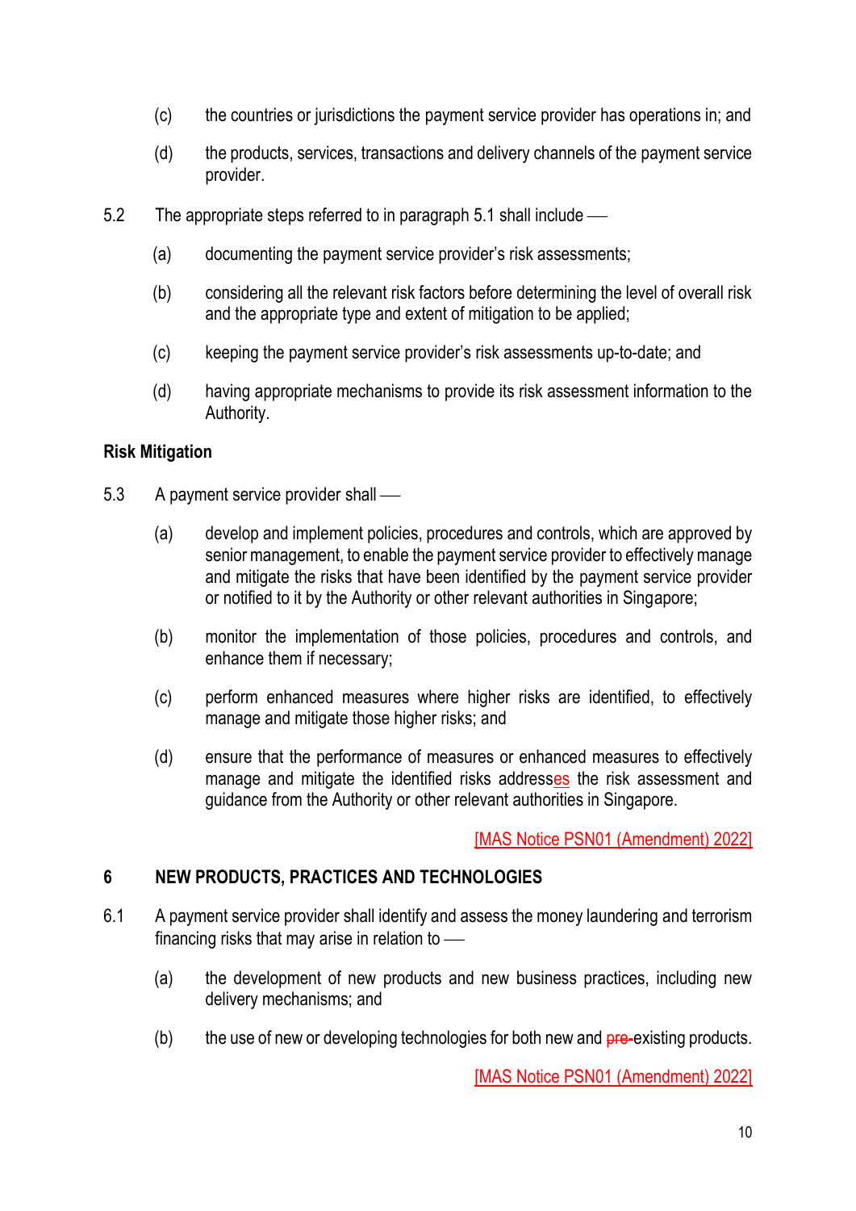(c) the countries or jurisdictions the payment service provider has operations in; and

(d) the products, services, transactions and delivery channels of the payment service provider.

5.2 The appropriate steps referred to in paragraph 5.1 shall include —

(a) documenting the payment service provider's risk assessments;

(b) considering all the relevant risk factors before determining the level of overall risk and the appropriate type and extent of mitigation to be applied;

(c) keeping the payment service provider's risk assessments up-to-date; and

(d) having appropriate mechanisms to provide its risk assessment information to the Authority.

**Risk Mitigation**

5.3 A payment service provider shall —

(a) develop and implement policies, procedures and controls, which are approved by senior management, to enable the payment service provider to effectively manage and mitigate the risks that have been identified by the payment service provider or notified to it by the Authority or other relevant authorities in Singapore;

(b) monitor the implementation of those policies, procedures and controls, and enhance them if necessary;

(c) perform enhanced measures where higher risks are identified, to effectively manage and mitigate those higher risks; and

(d) ensure that the performance of measures or enhanced measures to effectively manage and mitigate the identified risks addresses the risk assessment and guidance from the Authority or other relevant authorities in Singapore.

[MAS Notice PSN01 (Amendment) 2022]

**6 NEW PRODUCTS, PRACTICES AND TECHNOLOGIES**

6.1 A payment service provider shall identify and assess the money laundering and terrorism financing risks that may arise in relation to —

(a) the development of new products and new business practices, including new delivery mechanisms; and

(b) the use of new or developing technologies for both new and ~~pre-~~existing products.

[MAS Notice PSN01 (Amendment) 2022]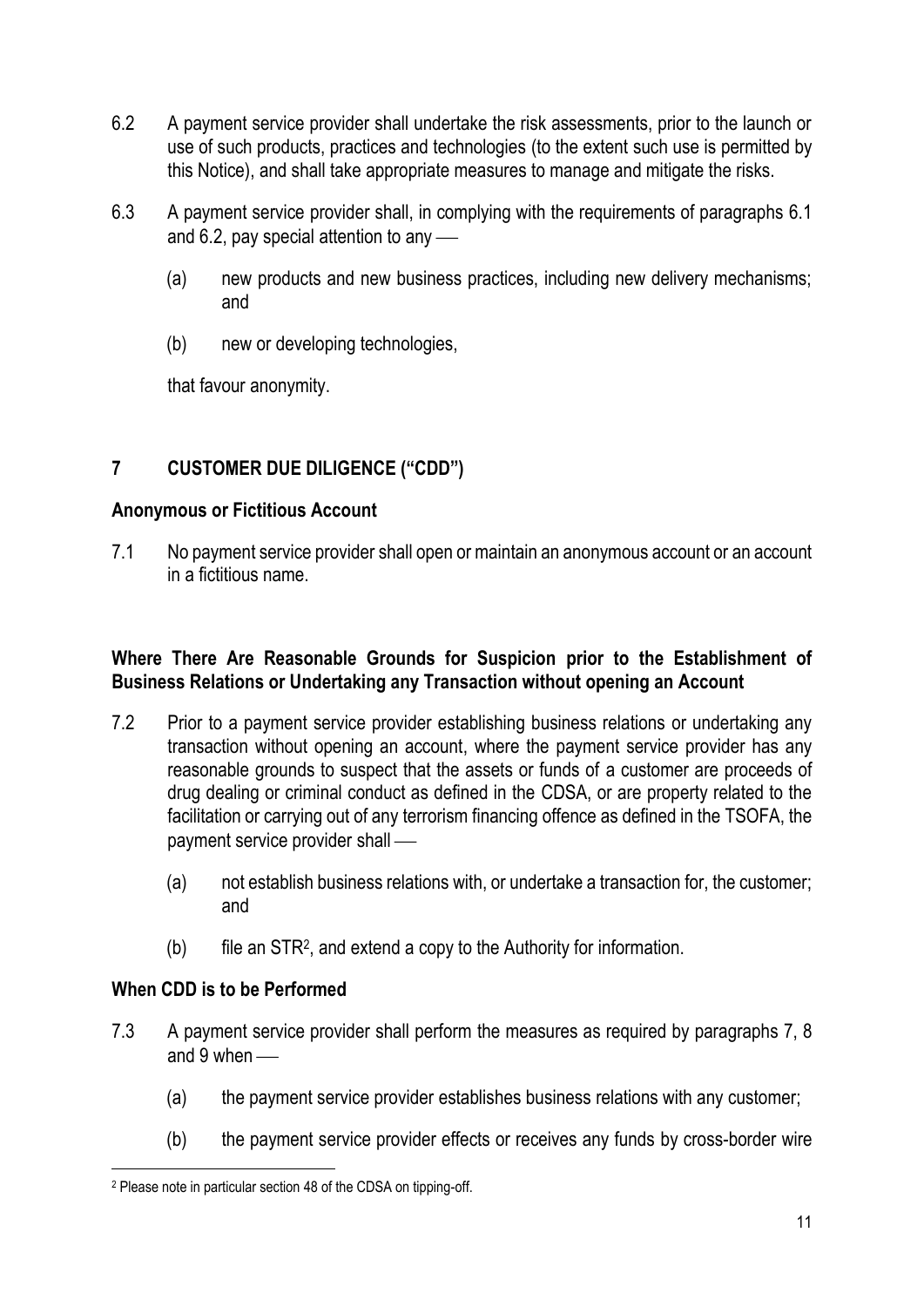6.2 A payment service provider shall undertake the risk assessments, prior to the launch or use of such products, practices and technologies (to the extent such use is permitted by this Notice), and shall take appropriate measures to manage and mitigate the risks.

6.3 A payment service provider shall, in complying with the requirements of paragraphs 6.1 and 6.2, pay special attention to any —

(a) new products and new business practices, including new delivery mechanisms; and

(b) new or developing technologies,

that favour anonymity.

## 7 CUSTOMER DUE DILIGENCE ("CDD")

### Anonymous or Fictitious Account

7.1 No payment service provider shall open or maintain an anonymous account or an account in a fictitious name.

### Where There Are Reasonable Grounds for Suspicion prior to the Establishment of Business Relations or Undertaking any Transaction without opening an Account

7.2 Prior to a payment service provider establishing business relations or undertaking any transaction without opening an account, where the payment service provider has any reasonable grounds to suspect that the assets or funds of a customer are proceeds of drug dealing or criminal conduct as defined in the CDSA, or are property related to the facilitation or carrying out of any terrorism financing offence as defined in the TSOFA, the payment service provider shall —

(a) not establish business relations with, or undertake a transaction for, the customer; and

(b) file an STR[2], and extend a copy to the Authority for information.

### When CDD is to be Performed

7.3 A payment service provider shall perform the measures as required by paragraphs 7, 8 and 9 when —

(a) the payment service provider establishes business relations with any customer;

(b) the payment service provider effects or receives any funds by cross-border wire

[2] Please note in particular section 48 of the CDSA on tipping-off.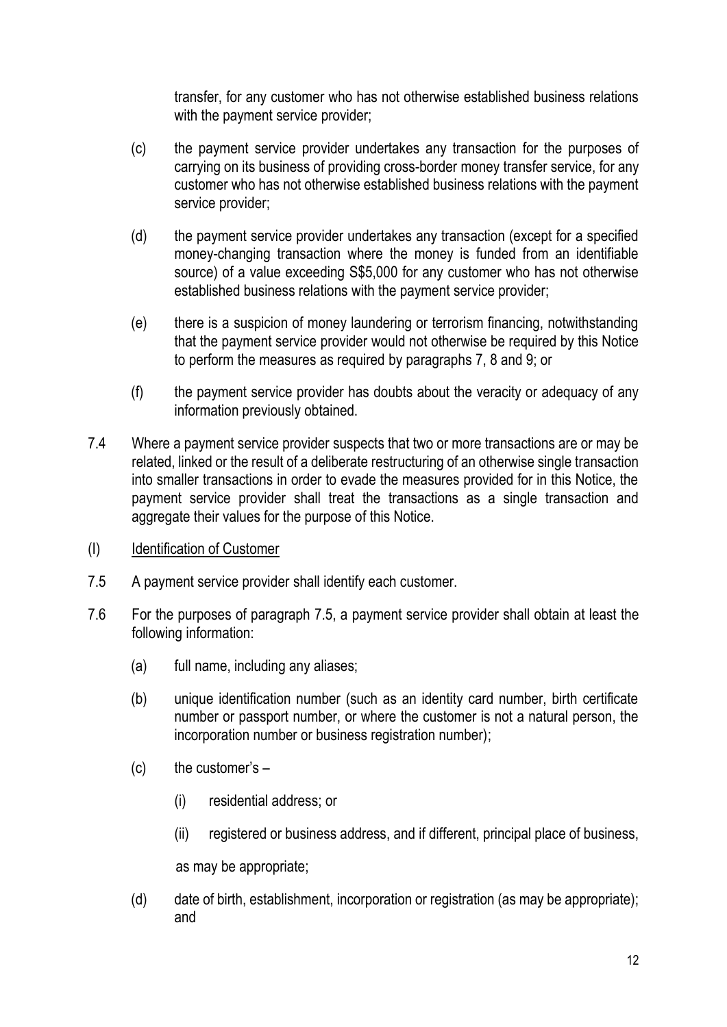transfer, for any customer who has not otherwise established business relations with the payment service provider;

(c) the payment service provider undertakes any transaction for the purposes of carrying on its business of providing cross-border money transfer service, for any customer who has not otherwise established business relations with the payment service provider;

(d) the payment service provider undertakes any transaction (except for a specified money-changing transaction where the money is funded from an identifiable source) of a value exceeding S$5,000 for any customer who has not otherwise established business relations with the payment service provider;

(e) there is a suspicion of money laundering or terrorism financing, notwithstanding that the payment service provider would not otherwise be required by this Notice to perform the measures as required by paragraphs 7, 8 and 9; or

(f) the payment service provider has doubts about the veracity or adequacy of any information previously obtained.

7.4 Where a payment service provider suspects that two or more transactions are or may be related, linked or the result of a deliberate restructuring of an otherwise single transaction into smaller transactions in order to evade the measures provided for in this Notice, the payment service provider shall treat the transactions as a single transaction and aggregate their values for the purpose of this Notice.

(I) <u>Identification of Customer</u>

7.5 A payment service provider shall identify each customer.

7.6 For the purposes of paragraph 7.5, a payment service provider shall obtain at least the following information:

(a) full name, including any aliases;

(b) unique identification number (such as an identity card number, birth certificate number or passport number, or where the customer is not a natural person, the incorporation number or business registration number);

(c) the customer's –

(i) residential address; or

(ii) registered or business address, and if different, principal place of business,

as may be appropriate;

(d) date of birth, establishment, incorporation or registration (as may be appropriate); and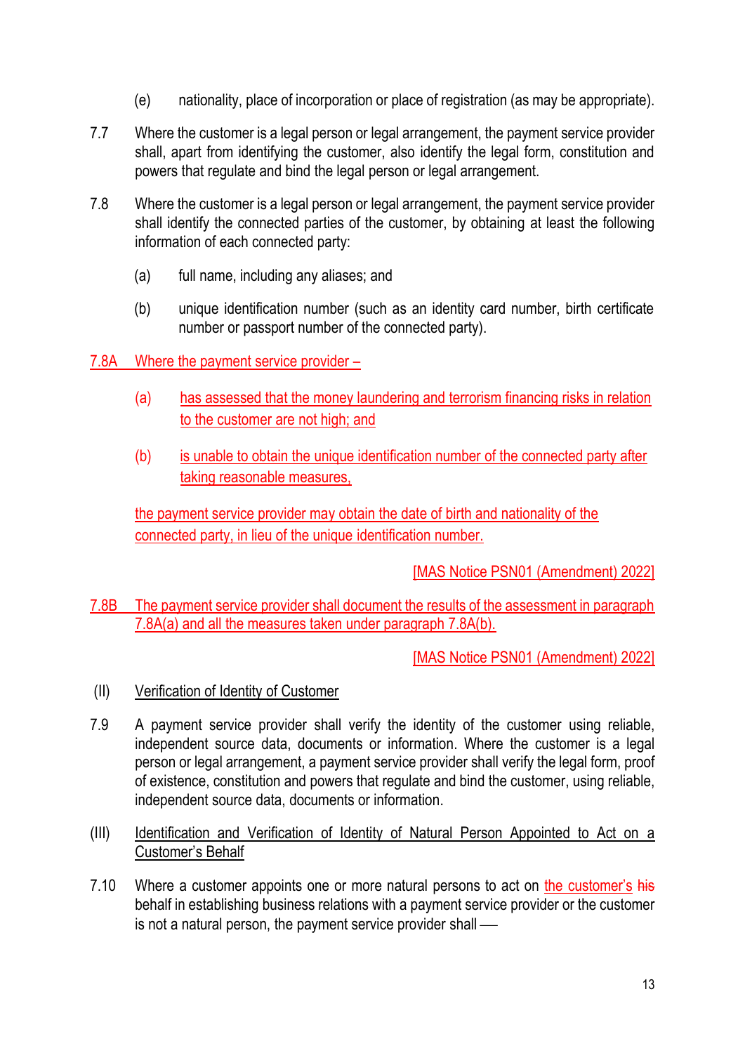(e) nationality, place of incorporation or place of registration (as may be appropriate).

7.7 Where the customer is a legal person or legal arrangement, the payment service provider shall, apart from identifying the customer, also identify the legal form, constitution and powers that regulate and bind the legal person or legal arrangement.

7.8 Where the customer is a legal person or legal arrangement, the payment service provider shall identify the connected parties of the customer, by obtaining at least the following information of each connected party:

(a) full name, including any aliases; and

(b) unique identification number (such as an identity card number, birth certificate number or passport number of the connected party).

7.8A Where the payment service provider –

(a) has assessed that the money laundering and terrorism financing risks in relation to the customer are not high; and

(b) is unable to obtain the unique identification number of the connected party after taking reasonable measures,

the payment service provider may obtain the date of birth and nationality of the connected party, in lieu of the unique identification number.

[MAS Notice PSN01 (Amendment) 2022]

7.8B The payment service provider shall document the results of the assessment in paragraph 7.8A(a) and all the measures taken under paragraph 7.8A(b).

[MAS Notice PSN01 (Amendment) 2022]

(II) Verification of Identity of Customer

7.9 A payment service provider shall verify the identity of the customer using reliable, independent source data, documents or information. Where the customer is a legal person or legal arrangement, a payment service provider shall verify the legal form, proof of existence, constitution and powers that regulate and bind the customer, using reliable, independent source data, documents or information.

(III) Identification and Verification of Identity of Natural Person Appointed to Act on a Customer's Behalf

7.10 Where a customer appoints one or more natural persons to act on the customer's ~~his~~ behalf in establishing business relations with a payment service provider or the customer is not a natural person, the payment service provider shall —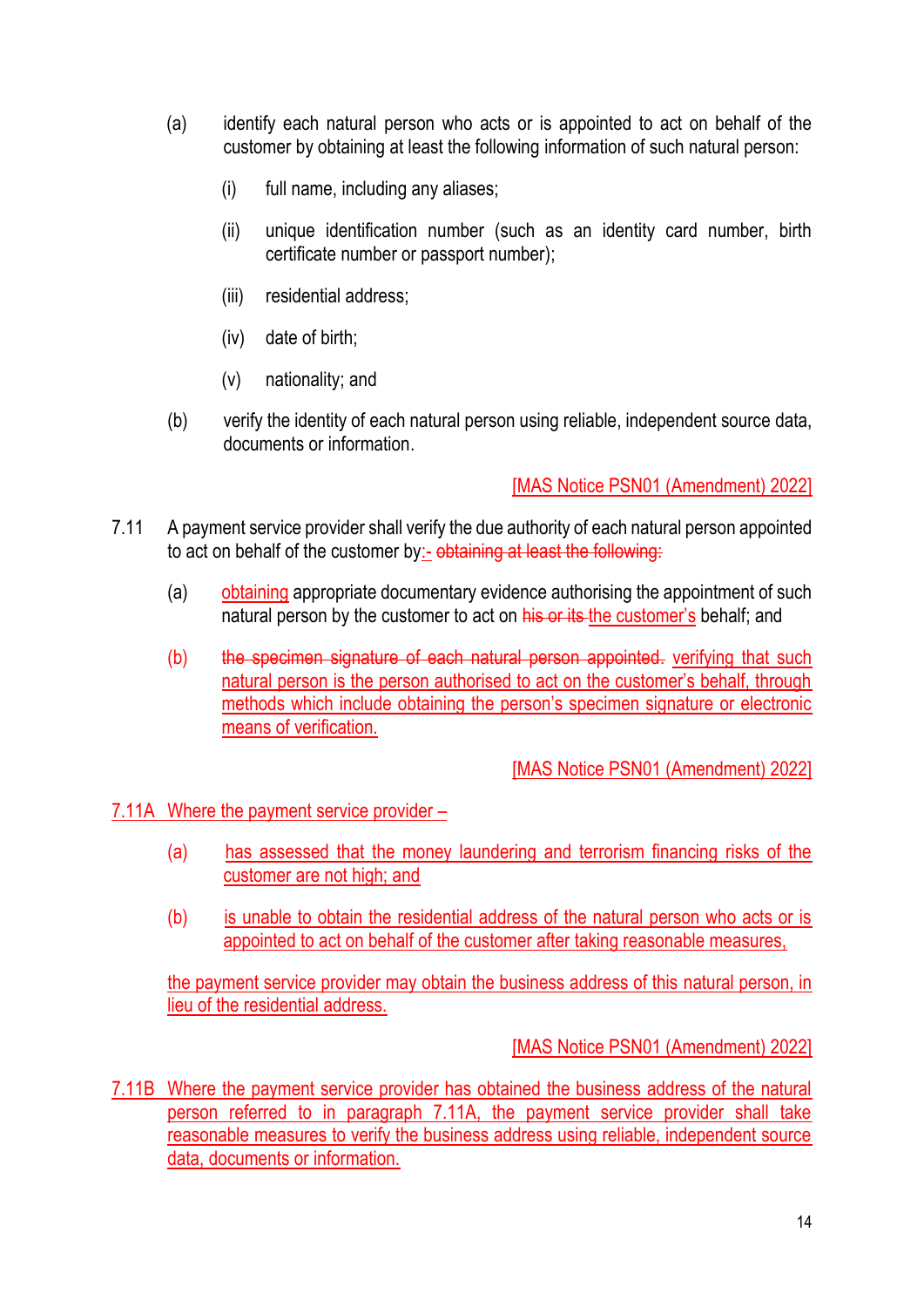(a) identify each natural person who acts or is appointed to act on behalf of the customer by obtaining at least the following information of such natural person:

  (i) full name, including any aliases;

  (ii) unique identification number (such as an identity card number, birth certificate number or passport number);

  (iii) residential address;

  (iv) date of birth;

  (v) nationality; and

(b) verify the identity of each natural person using reliable, independent source data, documents or information.

[MAS Notice PSN01 (Amendment) 2022]

7.11 A payment service provider shall verify the due authority of each natural person appointed to act on behalf of the customer by:- ~~obtaining at least the following:~~

(a) obtaining appropriate documentary evidence authorising the appointment of such natural person by the customer to act on ~~his or its~~ the customer's behalf; and

(b) ~~the specimen signature of each natural person appointed.~~ verifying that such natural person is the person authorised to act on the customer's behalf, through methods which include obtaining the person's specimen signature or electronic means of verification.

[MAS Notice PSN01 (Amendment) 2022]

7.11A Where the payment service provider –

(a) has assessed that the money laundering and terrorism financing risks of the customer are not high; and

(b) is unable to obtain the residential address of the natural person who acts or is appointed to act on behalf of the customer after taking reasonable measures,

the payment service provider may obtain the business address of this natural person, in lieu of the residential address.

[MAS Notice PSN01 (Amendment) 2022]

7.11B Where the payment service provider has obtained the business address of the natural person referred to in paragraph 7.11A, the payment service provider shall take reasonable measures to verify the business address using reliable, independent source data, documents or information.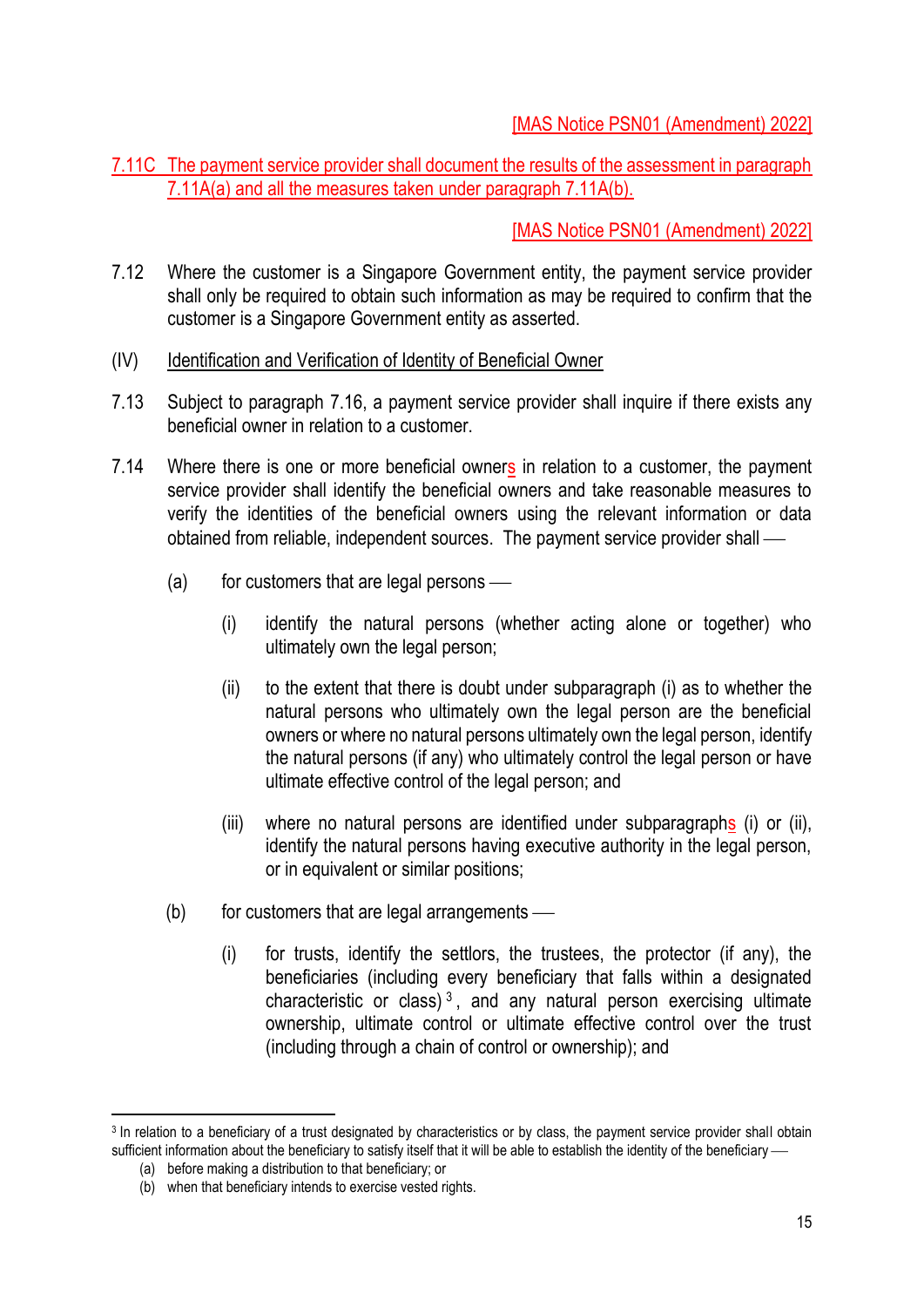[MAS Notice PSN01 (Amendment) 2022]

7.11C The payment service provider shall document the results of the assessment in paragraph 7.11A(a) and all the measures taken under paragraph 7.11A(b).

[MAS Notice PSN01 (Amendment) 2022]

7.12 Where the customer is a Singapore Government entity, the payment service provider shall only be required to obtain such information as may be required to confirm that the customer is a Singapore Government entity as asserted.

(IV) Identification and Verification of Identity of Beneficial Owner

7.13 Subject to paragraph 7.16, a payment service provider shall inquire if there exists any beneficial owner in relation to a customer.

7.14 Where there is one or more beneficial owners in relation to a customer, the payment service provider shall identify the beneficial owners and take reasonable measures to verify the identities of the beneficial owners using the relevant information or data obtained from reliable, independent sources. The payment service provider shall ––

(a) for customers that are legal persons ––

(i) identify the natural persons (whether acting alone or together) who ultimately own the legal person;

(ii) to the extent that there is doubt under subparagraph (i) as to whether the natural persons who ultimately own the legal person are the beneficial owners or where no natural persons ultimately own the legal person, identify the natural persons (if any) who ultimately control the legal person or have ultimate effective control of the legal person; and

(iii) where no natural persons are identified under subparagraphs (i) or (ii), identify the natural persons having executive authority in the legal person, or in equivalent or similar positions;

(b) for customers that are legal arrangements ––

(i) for trusts, identify the settlors, the trustees, the protector (if any), the beneficiaries (including every beneficiary that falls within a designated characteristic or class)[3], and any natural person exercising ultimate ownership, ultimate control or ultimate effective control over the trust (including through a chain of control or ownership); and

---

[3] In relation to a beneficiary of a trust designated by characteristics or by class, the payment service provider shall obtain sufficient information about the beneficiary to satisfy itself that it will be able to establish the identity of the beneficiary ––

(a) before making a distribution to that beneficiary; or

(b) when that beneficiary intends to exercise vested rights.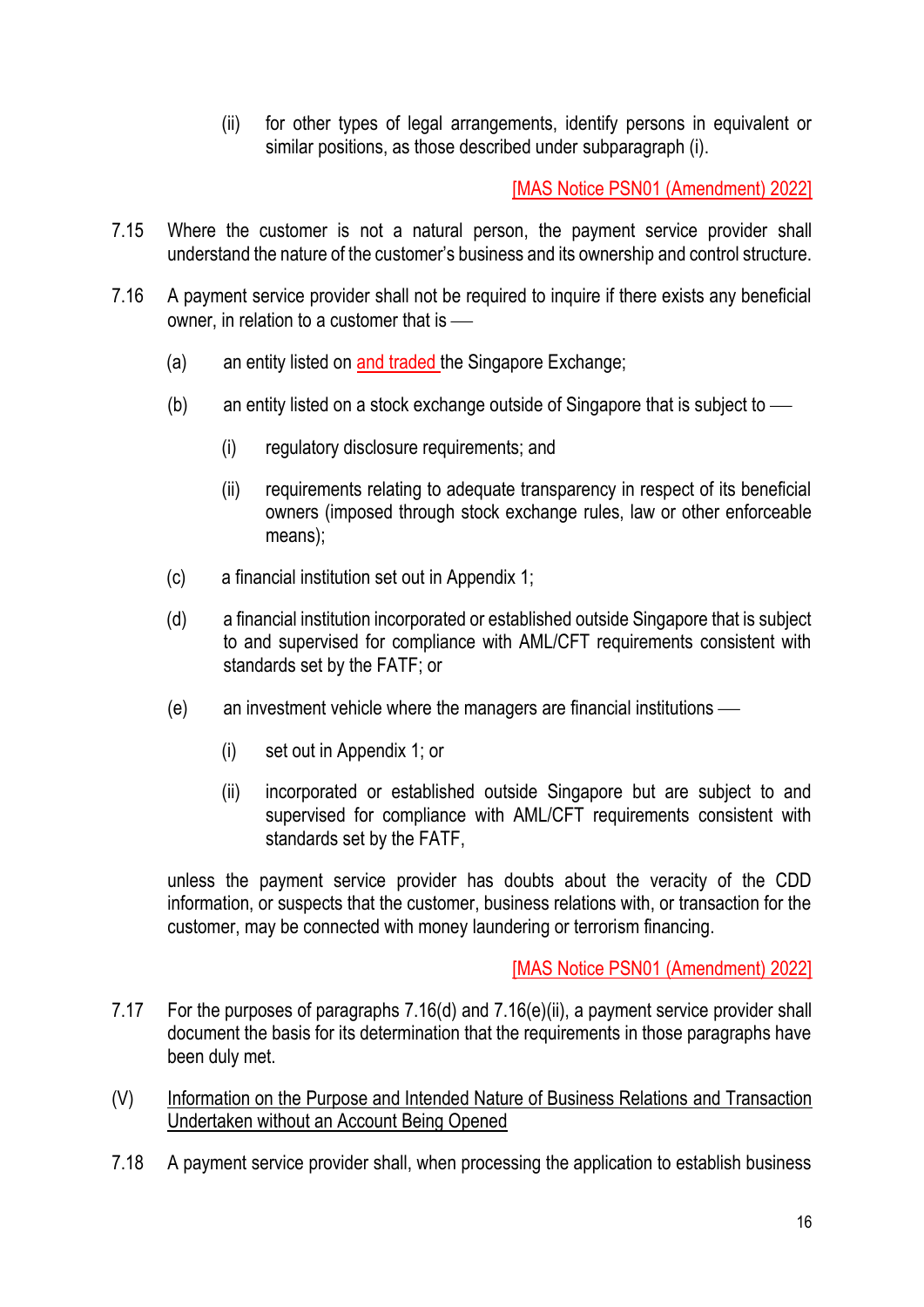(ii) for other types of legal arrangements, identify persons in equivalent or similar positions, as those described under subparagraph (i).

[MAS Notice PSN01 (Amendment) 2022]

7.15 Where the customer is not a natural person, the payment service provider shall understand the nature of the customer's business and its ownership and control structure.

7.16 A payment service provider shall not be required to inquire if there exists any beneficial owner, in relation to a customer that is ––

(a) an entity listed on and traded the Singapore Exchange;

(b) an entity listed on a stock exchange outside of Singapore that is subject to ––

(i) regulatory disclosure requirements; and

(ii) requirements relating to adequate transparency in respect of its beneficial owners (imposed through stock exchange rules, law or other enforceable means);

(c) a financial institution set out in Appendix 1;

(d) a financial institution incorporated or established outside Singapore that is subject to and supervised for compliance with AML/CFT requirements consistent with standards set by the FATF; or

(e) an investment vehicle where the managers are financial institutions ––

(i) set out in Appendix 1; or

(ii) incorporated or established outside Singapore but are subject to and supervised for compliance with AML/CFT requirements consistent with standards set by the FATF,

unless the payment service provider has doubts about the veracity of the CDD information, or suspects that the customer, business relations with, or transaction for the customer, may be connected with money laundering or terrorism financing.

[MAS Notice PSN01 (Amendment) 2022]

7.17 For the purposes of paragraphs 7.16(d) and 7.16(e)(ii), a payment service provider shall document the basis for its determination that the requirements in those paragraphs have been duly met.

(V) Information on the Purpose and Intended Nature of Business Relations and Transaction Undertaken without an Account Being Opened

7.18 A payment service provider shall, when processing the application to establish business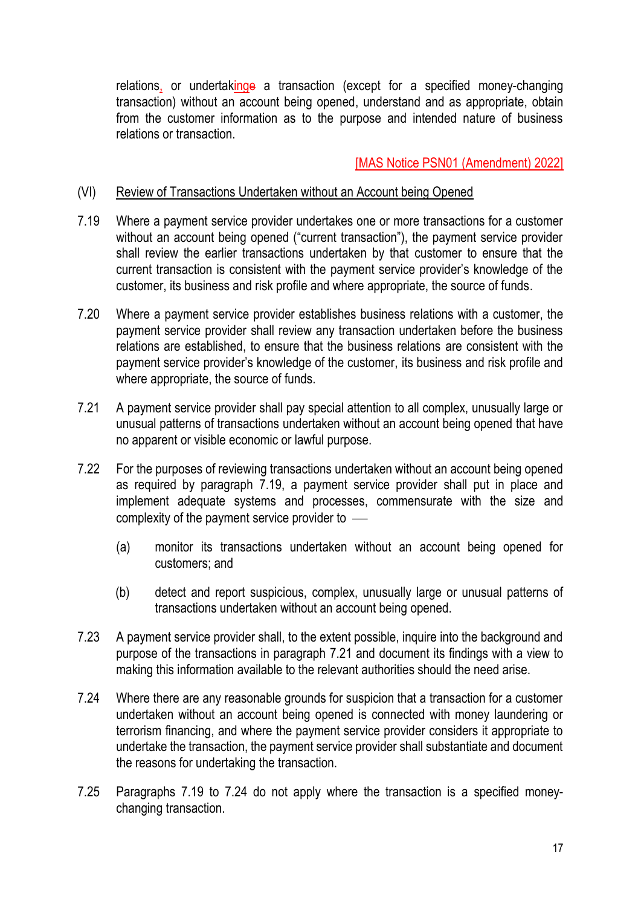relations, or undertakinge a transaction (except for a specified money-changing transaction) without an account being opened, understand and as appropriate, obtain from the customer information as to the purpose and intended nature of business relations or transaction.

[MAS Notice PSN01 (Amendment) 2022]

(VI) Review of Transactions Undertaken without an Account being Opened

7.19 Where a payment service provider undertakes one or more transactions for a customer without an account being opened ("current transaction"), the payment service provider shall review the earlier transactions undertaken by that customer to ensure that the current transaction is consistent with the payment service provider's knowledge of the customer, its business and risk profile and where appropriate, the source of funds.

7.20 Where a payment service provider establishes business relations with a customer, the payment service provider shall review any transaction undertaken before the business relations are established, to ensure that the business relations are consistent with the payment service provider's knowledge of the customer, its business and risk profile and where appropriate, the source of funds.

7.21 A payment service provider shall pay special attention to all complex, unusually large or unusual patterns of transactions undertaken without an account being opened that have no apparent or visible economic or lawful purpose.

7.22 For the purposes of reviewing transactions undertaken without an account being opened as required by paragraph 7.19, a payment service provider shall put in place and implement adequate systems and processes, commensurate with the size and complexity of the payment service provider to —

(a) monitor its transactions undertaken without an account being opened for customers; and

(b) detect and report suspicious, complex, unusually large or unusual patterns of transactions undertaken without an account being opened.

7.23 A payment service provider shall, to the extent possible, inquire into the background and purpose of the transactions in paragraph 7.21 and document its findings with a view to making this information available to the relevant authorities should the need arise.

7.24 Where there are any reasonable grounds for suspicion that a transaction for a customer undertaken without an account being opened is connected with money laundering or terrorism financing, and where the payment service provider considers it appropriate to undertake the transaction, the payment service provider shall substantiate and document the reasons for undertaking the transaction.

7.25 Paragraphs 7.19 to 7.24 do not apply where the transaction is a specified money-changing transaction.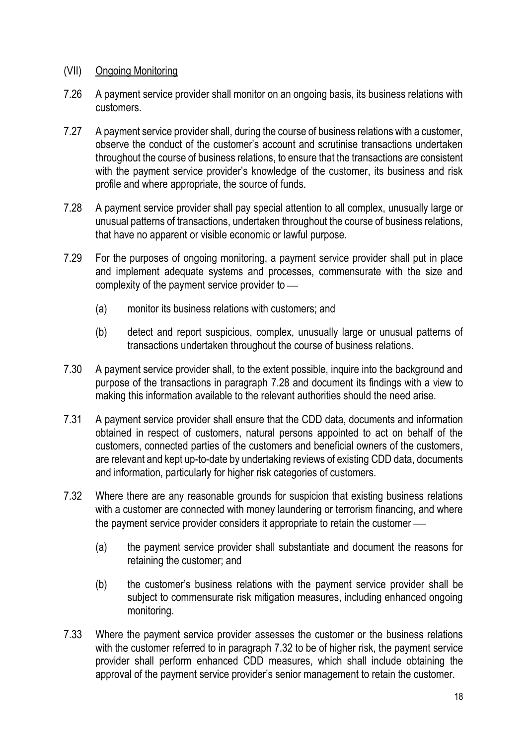## (VII) Ongoing Monitoring

7.26 A payment service provider shall monitor on an ongoing basis, its business relations with customers.

7.27 A payment service provider shall, during the course of business relations with a customer, observe the conduct of the customer's account and scrutinise transactions undertaken throughout the course of business relations, to ensure that the transactions are consistent with the payment service provider's knowledge of the customer, its business and risk profile and where appropriate, the source of funds.

7.28 A payment service provider shall pay special attention to all complex, unusually large or unusual patterns of transactions, undertaken throughout the course of business relations, that have no apparent or visible economic or lawful purpose.

7.29 For the purposes of ongoing monitoring, a payment service provider shall put in place and implement adequate systems and processes, commensurate with the size and complexity of the payment service provider to —

- (a) monitor its business relations with customers; and
- (b) detect and report suspicious, complex, unusually large or unusual patterns of transactions undertaken throughout the course of business relations.

7.30 A payment service provider shall, to the extent possible, inquire into the background and purpose of the transactions in paragraph 7.28 and document its findings with a view to making this information available to the relevant authorities should the need arise.

7.31 A payment service provider shall ensure that the CDD data, documents and information obtained in respect of customers, natural persons appointed to act on behalf of the customers, connected parties of the customers and beneficial owners of the customers, are relevant and kept up-to-date by undertaking reviews of existing CDD data, documents and information, particularly for higher risk categories of customers.

7.32 Where there are any reasonable grounds for suspicion that existing business relations with a customer are connected with money laundering or terrorism financing, and where the payment service provider considers it appropriate to retain the customer —

- (a) the payment service provider shall substantiate and document the reasons for retaining the customer; and
- (b) the customer's business relations with the payment service provider shall be subject to commensurate risk mitigation measures, including enhanced ongoing monitoring.

7.33 Where the payment service provider assesses the customer or the business relations with the customer referred to in paragraph 7.32 to be of higher risk, the payment service provider shall perform enhanced CDD measures, which shall include obtaining the approval of the payment service provider's senior management to retain the customer.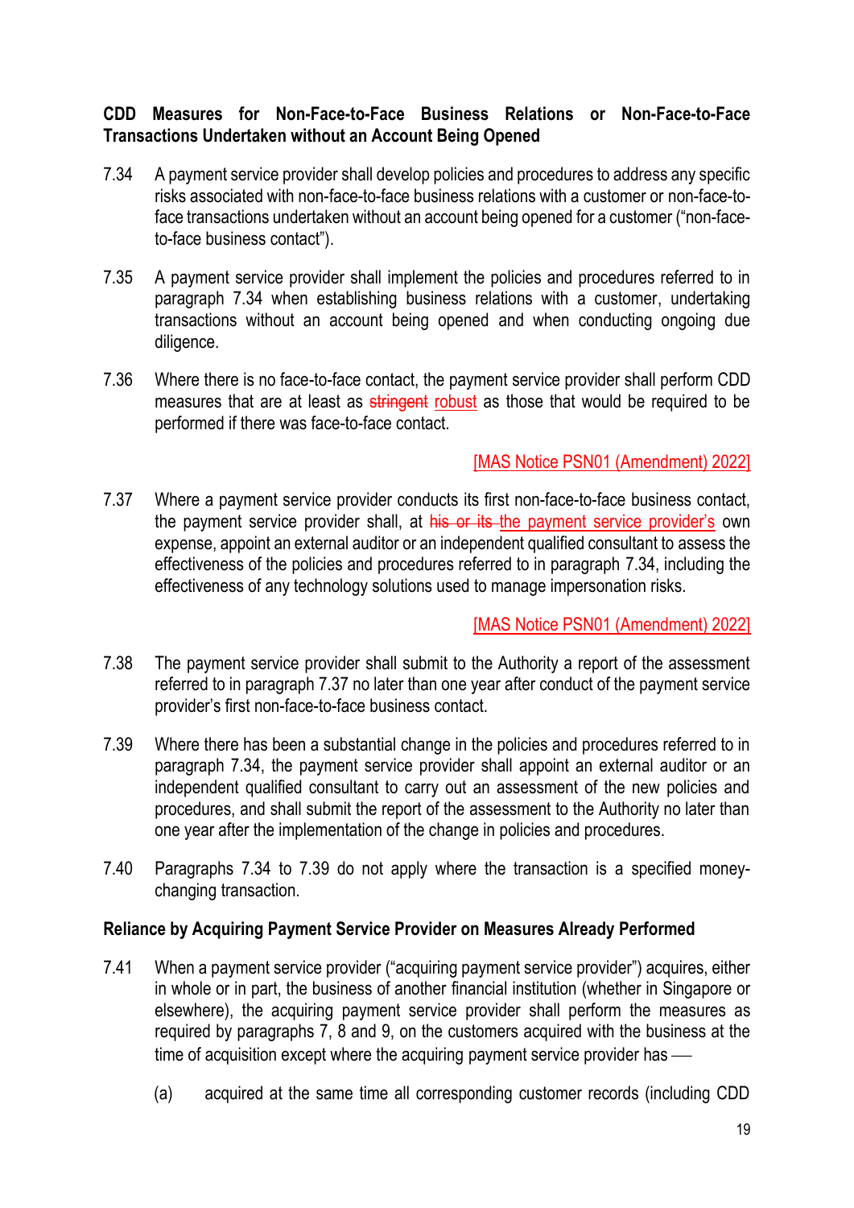**CDD Measures for Non-Face-to-Face Business Relations or Non-Face-to-Face Transactions Undertaken without an Account Being Opened**

7.34 A payment service provider shall develop policies and procedures to address any specific risks associated with non-face-to-face business relations with a customer or non-face-to-face transactions undertaken without an account being opened for a customer ("non-face-to-face business contact").

7.35 A payment service provider shall implement the policies and procedures referred to in paragraph 7.34 when establishing business relations with a customer, undertaking transactions without an account being opened and when conducting ongoing due diligence.

7.36 Where there is no face-to-face contact, the payment service provider shall perform CDD measures that are at least as ~~stringent~~ robust as those that would be required to be performed if there was face-to-face contact.

[MAS Notice PSN01 (Amendment) 2022]

7.37 Where a payment service provider conducts its first non-face-to-face business contact, the payment service provider shall, at ~~his or its~~ the payment service provider's own expense, appoint an external auditor or an independent qualified consultant to assess the effectiveness of the policies and procedures referred to in paragraph 7.34, including the effectiveness of any technology solutions used to manage impersonation risks.

[MAS Notice PSN01 (Amendment) 2022]

7.38 The payment service provider shall submit to the Authority a report of the assessment referred to in paragraph 7.37 no later than one year after conduct of the payment service provider's first non-face-to-face business contact.

7.39 Where there has been a substantial change in the policies and procedures referred to in paragraph 7.34, the payment service provider shall appoint an external auditor or an independent qualified consultant to carry out an assessment of the new policies and procedures, and shall submit the report of the assessment to the Authority no later than one year after the implementation of the change in policies and procedures.

7.40 Paragraphs 7.34 to 7.39 do not apply where the transaction is a specified money-changing transaction.

**Reliance by Acquiring Payment Service Provider on Measures Already Performed**

7.41 When a payment service provider ("acquiring payment service provider") acquires, either in whole or in part, the business of another financial institution (whether in Singapore or elsewhere), the acquiring payment service provider shall perform the measures as required by paragraphs 7, 8 and 9, on the customers acquired with the business at the time of acquisition except where the acquiring payment service provider has —

(a) acquired at the same time all corresponding customer records (including CDD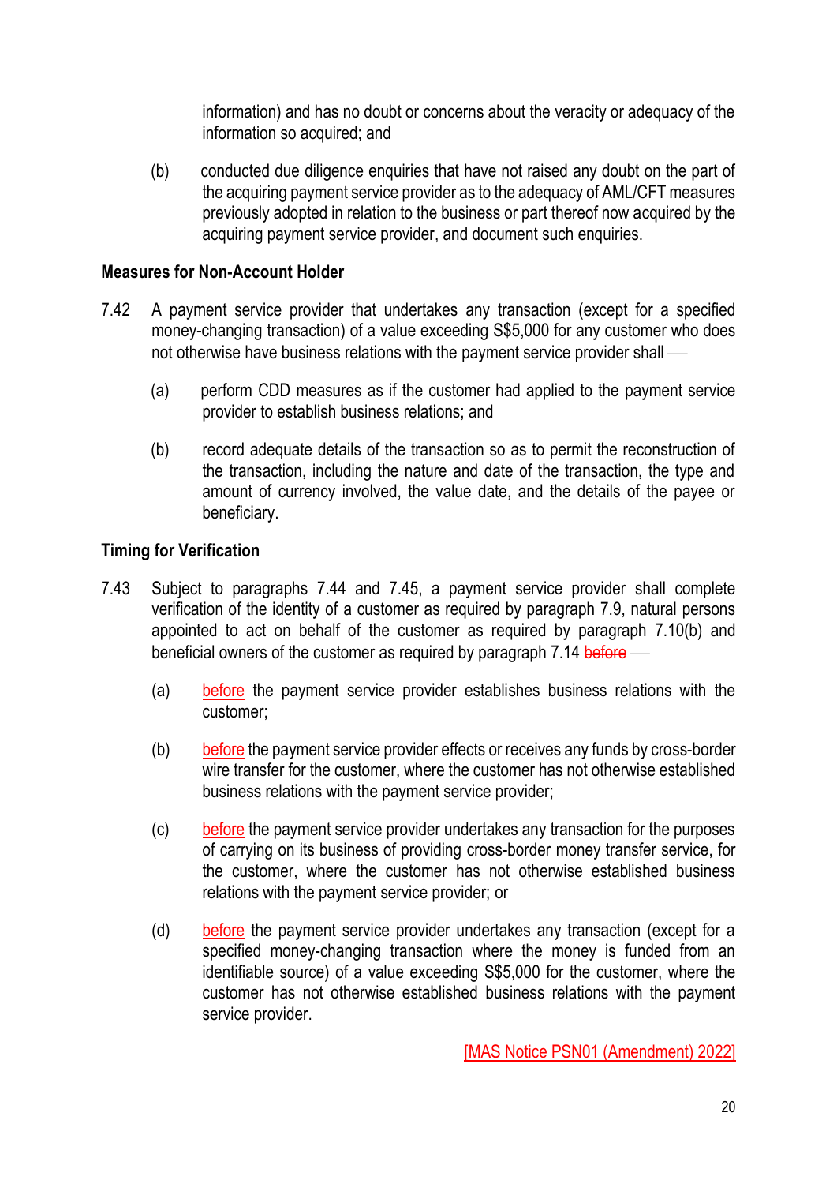information) and has no doubt or concerns about the veracity or adequacy of the information so acquired; and

(b) conducted due diligence enquiries that have not raised any doubt on the part of the acquiring payment service provider as to the adequacy of AML/CFT measures previously adopted in relation to the business or part thereof now acquired by the acquiring payment service provider, and document such enquiries.

**Measures for Non-Account Holder**

7.42 A payment service provider that undertakes any transaction (except for a specified money-changing transaction) of a value exceeding S$5,000 for any customer who does not otherwise have business relations with the payment service provider shall —

(a) perform CDD measures as if the customer had applied to the payment service provider to establish business relations; and

(b) record adequate details of the transaction so as to permit the reconstruction of the transaction, including the nature and date of the transaction, the type and amount of currency involved, the value date, and the details of the payee or beneficiary.

**Timing for Verification**

7.43 Subject to paragraphs 7.44 and 7.45, a payment service provider shall complete verification of the identity of a customer as required by paragraph 7.9, natural persons appointed to act on behalf of the customer as required by paragraph 7.10(b) and beneficial owners of the customer as required by paragraph 7.14 ~~before~~ —

(a) before the payment service provider establishes business relations with the customer;

(b) before the payment service provider effects or receives any funds by cross-border wire transfer for the customer, where the customer has not otherwise established business relations with the payment service provider;

(c) before the payment service provider undertakes any transaction for the purposes of carrying on its business of providing cross-border money transfer service, for the customer, where the customer has not otherwise established business relations with the payment service provider; or

(d) before the payment service provider undertakes any transaction (except for a specified money-changing transaction where the money is funded from an identifiable source) of a value exceeding S$5,000 for the customer, where the customer has not otherwise established business relations with the payment service provider.

[MAS Notice PSN01 (Amendment) 2022]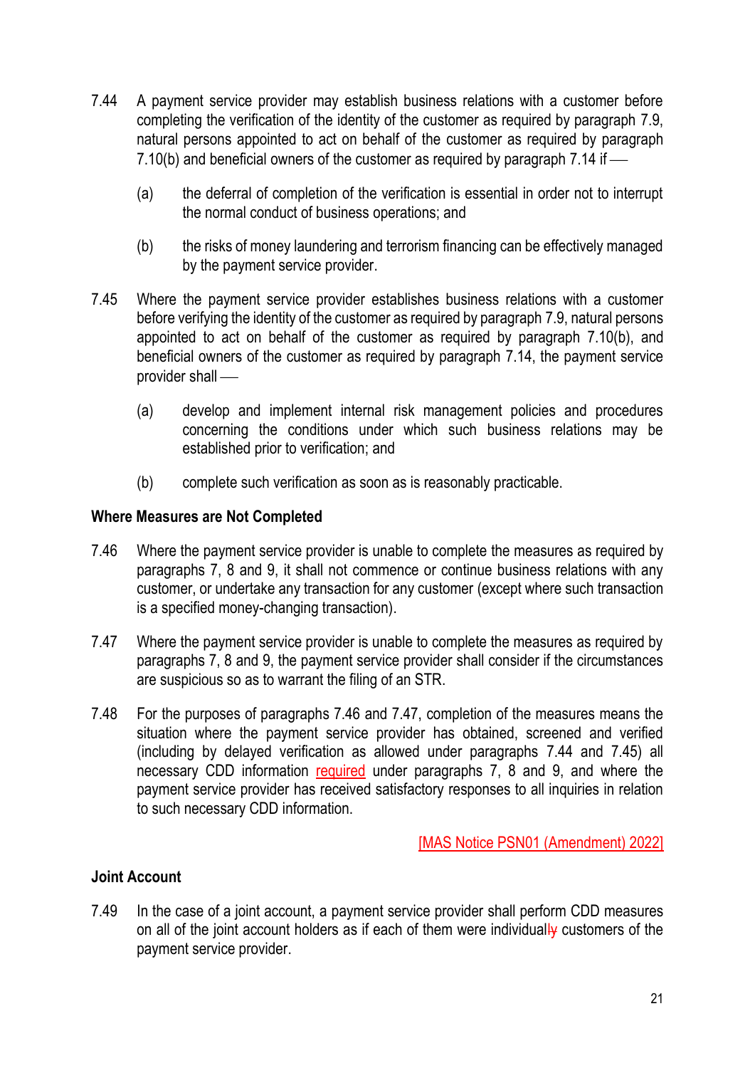7.44 A payment service provider may establish business relations with a customer before completing the verification of the identity of the customer as required by paragraph 7.9, natural persons appointed to act on behalf of the customer as required by paragraph 7.10(b) and beneficial owners of the customer as required by paragraph 7.14 if —

(a) the deferral of completion of the verification is essential in order not to interrupt the normal conduct of business operations; and

(b) the risks of money laundering and terrorism financing can be effectively managed by the payment service provider.

7.45 Where the payment service provider establishes business relations with a customer before verifying the identity of the customer as required by paragraph 7.9, natural persons appointed to act on behalf of the customer as required by paragraph 7.10(b), and beneficial owners of the customer as required by paragraph 7.14, the payment service provider shall —

(a) develop and implement internal risk management policies and procedures concerning the conditions under which such business relations may be established prior to verification; and

(b) complete such verification as soon as is reasonably practicable.

**Where Measures are Not Completed**

7.46 Where the payment service provider is unable to complete the measures as required by paragraphs 7, 8 and 9, it shall not commence or continue business relations with any customer, or undertake any transaction for any customer (except where such transaction is a specified money-changing transaction).

7.47 Where the payment service provider is unable to complete the measures as required by paragraphs 7, 8 and 9, the payment service provider shall consider if the circumstances are suspicious so as to warrant the filing of an STR.

7.48 For the purposes of paragraphs 7.46 and 7.47, completion of the measures means the situation where the payment service provider has obtained, screened and verified (including by delayed verification as allowed under paragraphs 7.44 and 7.45) all necessary CDD information required under paragraphs 7, 8 and 9, and where the payment service provider has received satisfactory responses to all inquiries in relation to such necessary CDD information.

[MAS Notice PSN01 (Amendment) 2022]

**Joint Account**

7.49 In the case of a joint account, a payment service provider shall perform CDD measures on all of the joint account holders as if each of them were individual customers of the payment service provider.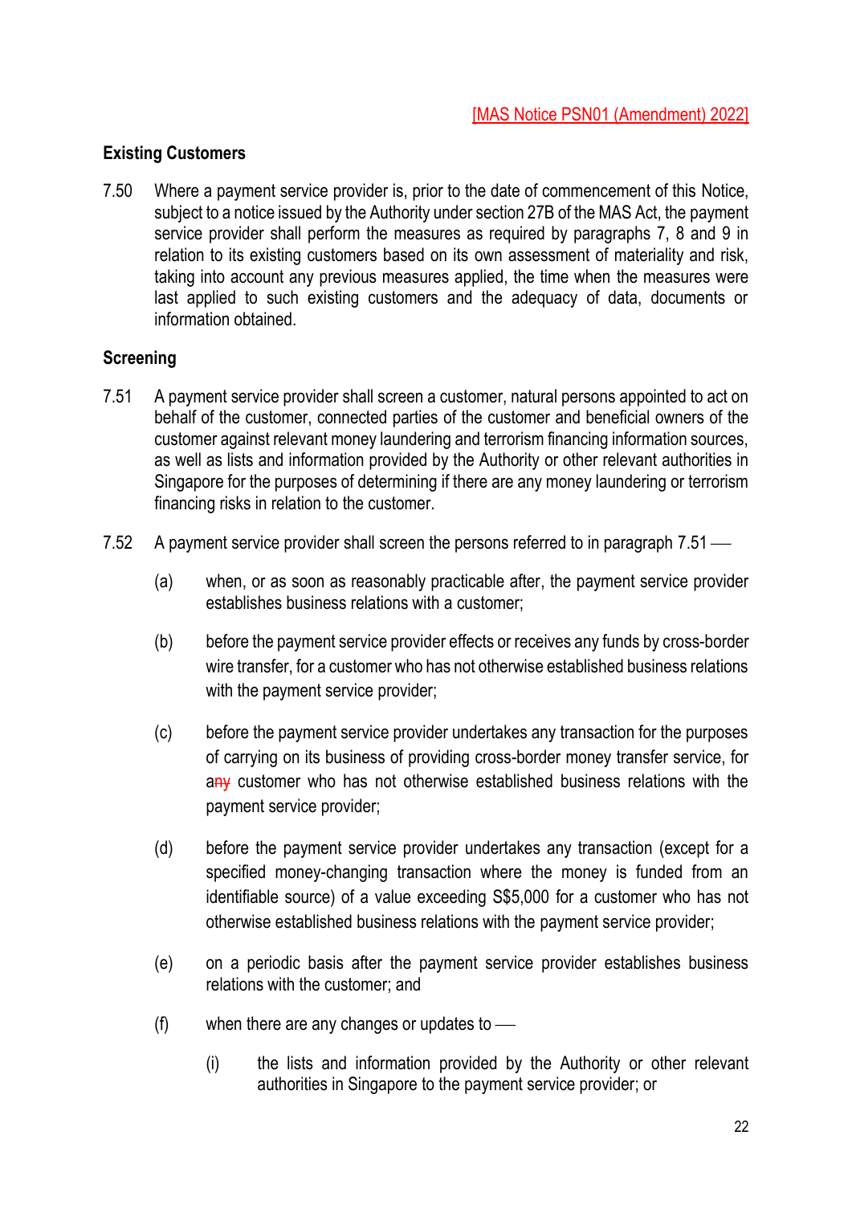[MAS Notice PSN01 (Amendment) 2022]

**Existing Customers**

7.50 Where a payment service provider is, prior to the date of commencement of this Notice, subject to a notice issued by the Authority under section 27B of the MAS Act, the payment service provider shall perform the measures as required by paragraphs 7, 8 and 9 in relation to its existing customers based on its own assessment of materiality and risk, taking into account any previous measures applied, the time when the measures were last applied to such existing customers and the adequacy of data, documents or information obtained.

**Screening**

7.51 A payment service provider shall screen a customer, natural persons appointed to act on behalf of the customer, connected parties of the customer and beneficial owners of the customer against relevant money laundering and terrorism financing information sources, as well as lists and information provided by the Authority or other relevant authorities in Singapore for the purposes of determining if there are any money laundering or terrorism financing risks in relation to the customer.

7.52 A payment service provider shall screen the persons referred to in paragraph 7.51 —

(a) when, or as soon as reasonably practicable after, the payment service provider establishes business relations with a customer;

(b) before the payment service provider effects or receives any funds by cross-border wire transfer, for a customer who has not otherwise established business relations with the payment service provider;

(c) before the payment service provider undertakes any transaction for the purposes of carrying on its business of providing cross-border money transfer service, for a~~ny~~ customer who has not otherwise established business relations with the payment service provider;

(d) before the payment service provider undertakes any transaction (except for a specified money-changing transaction where the money is funded from an identifiable source) of a value exceeding S$5,000 for a customer who has not otherwise established business relations with the payment service provider;

(e) on a periodic basis after the payment service provider establishes business relations with the customer; and

(f) when there are any changes or updates to —

(i) the lists and information provided by the Authority or other relevant authorities in Singapore to the payment service provider; or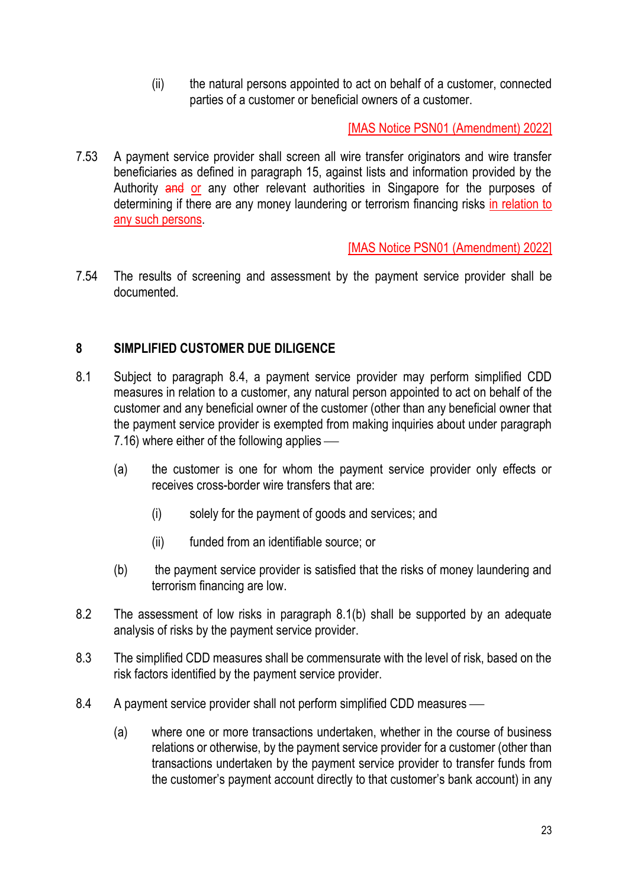(ii) the natural persons appointed to act on behalf of a customer, connected parties of a customer or beneficial owners of a customer.

[MAS Notice PSN01 (Amendment) 2022]

7.53 A payment service provider shall screen all wire transfer originators and wire transfer beneficiaries as defined in paragraph 15, against lists and information provided by the Authority ~~and~~ or any other relevant authorities in Singapore for the purposes of determining if there are any money laundering or terrorism financing risks in relation to any such persons.

[MAS Notice PSN01 (Amendment) 2022]

7.54 The results of screening and assessment by the payment service provider shall be documented.

## 8 SIMPLIFIED CUSTOMER DUE DILIGENCE

8.1 Subject to paragraph 8.4, a payment service provider may perform simplified CDD measures in relation to a customer, any natural person appointed to act on behalf of the customer and any beneficial owner of the customer (other than any beneficial owner that the payment service provider is exempted from making inquiries about under paragraph 7.16) where either of the following applies —

(a) the customer is one for whom the payment service provider only effects or receives cross-border wire transfers that are:

(i) solely for the payment of goods and services; and

(ii) funded from an identifiable source; or

(b) the payment service provider is satisfied that the risks of money laundering and terrorism financing are low.

8.2 The assessment of low risks in paragraph 8.1(b) shall be supported by an adequate analysis of risks by the payment service provider.

8.3 The simplified CDD measures shall be commensurate with the level of risk, based on the risk factors identified by the payment service provider.

8.4 A payment service provider shall not perform simplified CDD measures —

(a) where one or more transactions undertaken, whether in the course of business relations or otherwise, by the payment service provider for a customer (other than transactions undertaken by the payment service provider to transfer funds from the customer's payment account directly to that customer's bank account) in any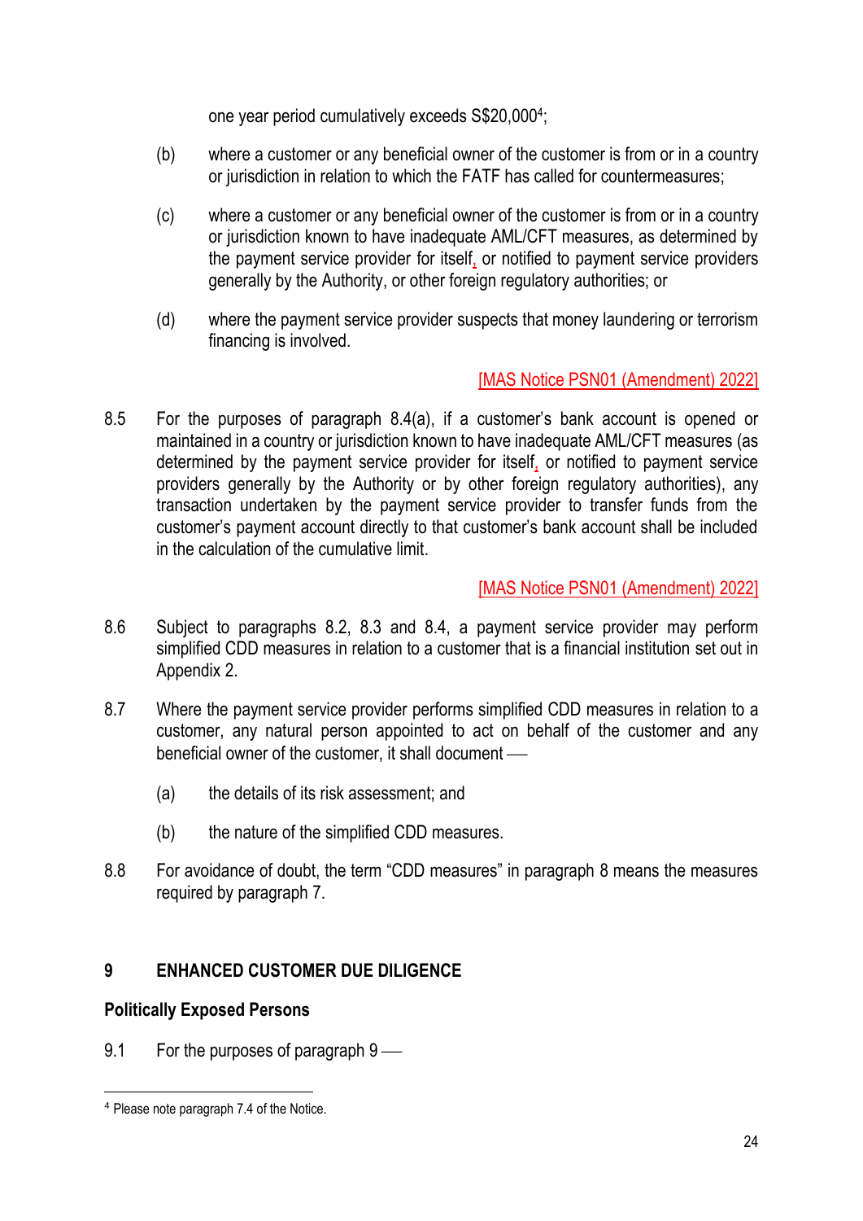one year period cumulatively exceeds S$20,000[4];

(b) where a customer or any beneficial owner of the customer is from or in a country or jurisdiction in relation to which the FATF has called for countermeasures;

(c) where a customer or any beneficial owner of the customer is from or in a country or jurisdiction known to have inadequate AML/CFT measures, as determined by the payment service provider for itself, or notified to payment service providers generally by the Authority, or other foreign regulatory authorities; or

(d) where the payment service provider suspects that money laundering or terrorism financing is involved.

[MAS Notice PSN01 (Amendment) 2022]

8.5 For the purposes of paragraph 8.4(a), if a customer's bank account is opened or maintained in a country or jurisdiction known to have inadequate AML/CFT measures (as determined by the payment service provider for itself, or notified to payment service providers generally by the Authority or by other foreign regulatory authorities), any transaction undertaken by the payment service provider to transfer funds from the customer's payment account directly to that customer's bank account shall be included in the calculation of the cumulative limit.

[MAS Notice PSN01 (Amendment) 2022]

8.6 Subject to paragraphs 8.2, 8.3 and 8.4, a payment service provider may perform simplified CDD measures in relation to a customer that is a financial institution set out in Appendix 2.

8.7 Where the payment service provider performs simplified CDD measures in relation to a customer, any natural person appointed to act on behalf of the customer and any beneficial owner of the customer, it shall document ––

(a) the details of its risk assessment; and

(b) the nature of the simplified CDD measures.

8.8 For avoidance of doubt, the term "CDD measures" in paragraph 8 means the measures required by paragraph 7.

## 9 ENHANCED CUSTOMER DUE DILIGENCE

### Politically Exposed Persons

9.1 For the purposes of paragraph 9 ––

[4] Please note paragraph 7.4 of the Notice.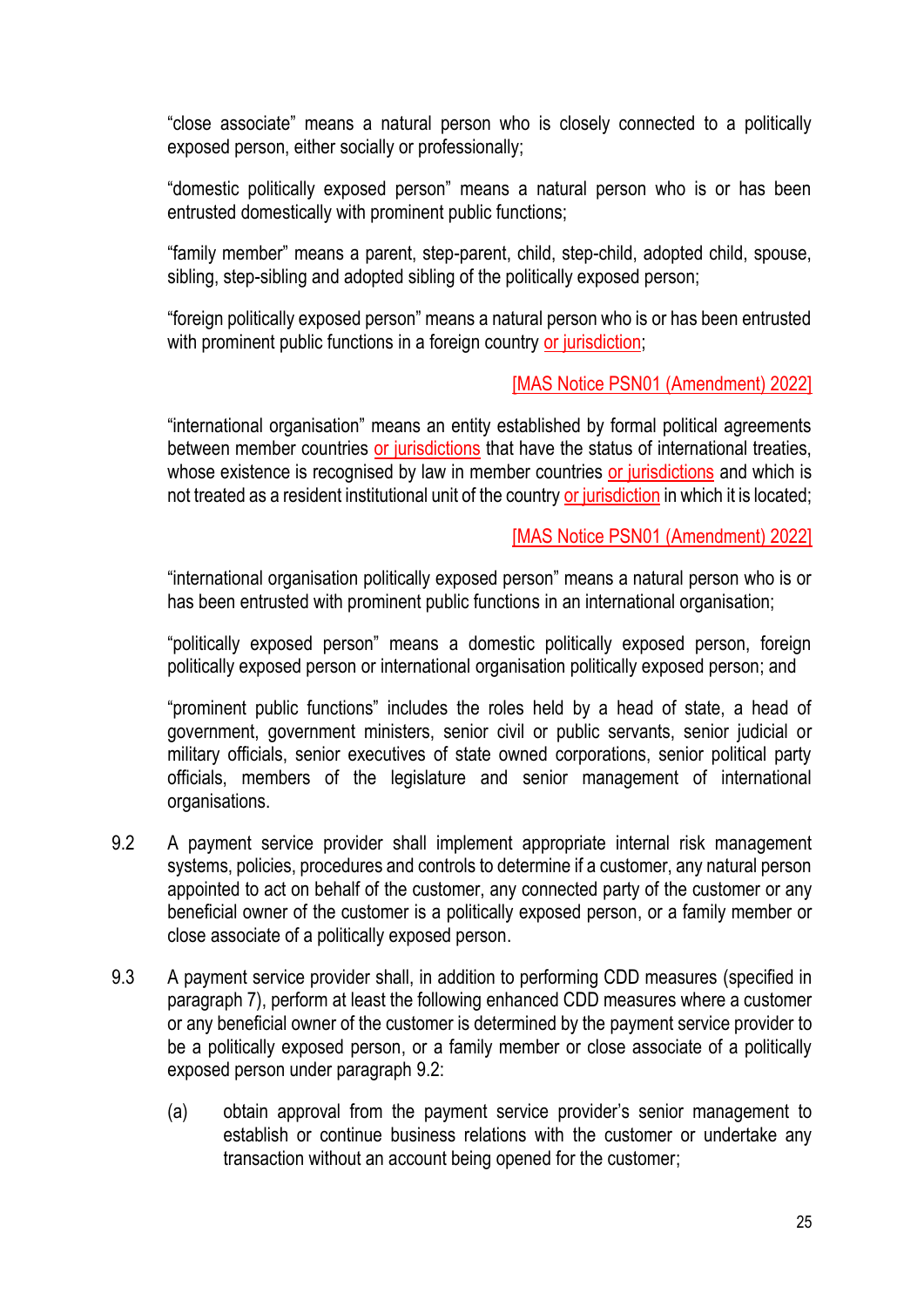"close associate" means a natural person who is closely connected to a politically exposed person, either socially or professionally;

"domestic politically exposed person" means a natural person who is or has been entrusted domestically with prominent public functions;

"family member" means a parent, step-parent, child, step-child, adopted child, spouse, sibling, step-sibling and adopted sibling of the politically exposed person;

"foreign politically exposed person" means a natural person who is or has been entrusted with prominent public functions in a foreign country or jurisdiction;

[MAS Notice PSN01 (Amendment) 2022]

"international organisation" means an entity established by formal political agreements between member countries or jurisdictions that have the status of international treaties, whose existence is recognised by law in member countries or jurisdictions and which is not treated as a resident institutional unit of the country or jurisdiction in which it is located;

[MAS Notice PSN01 (Amendment) 2022]

"international organisation politically exposed person" means a natural person who is or has been entrusted with prominent public functions in an international organisation;

"politically exposed person" means a domestic politically exposed person, foreign politically exposed person or international organisation politically exposed person; and

"prominent public functions" includes the roles held by a head of state, a head of government, government ministers, senior civil or public servants, senior judicial or military officials, senior executives of state owned corporations, senior political party officials, members of the legislature and senior management of international organisations.

9.2 A payment service provider shall implement appropriate internal risk management systems, policies, procedures and controls to determine if a customer, any natural person appointed to act on behalf of the customer, any connected party of the customer or any beneficial owner of the customer is a politically exposed person, or a family member or close associate of a politically exposed person.

9.3 A payment service provider shall, in addition to performing CDD measures (specified in paragraph 7), perform at least the following enhanced CDD measures where a customer or any beneficial owner of the customer is determined by the payment service provider to be a politically exposed person, or a family member or close associate of a politically exposed person under paragraph 9.2:

(a) obtain approval from the payment service provider's senior management to establish or continue business relations with the customer or undertake any transaction without an account being opened for the customer;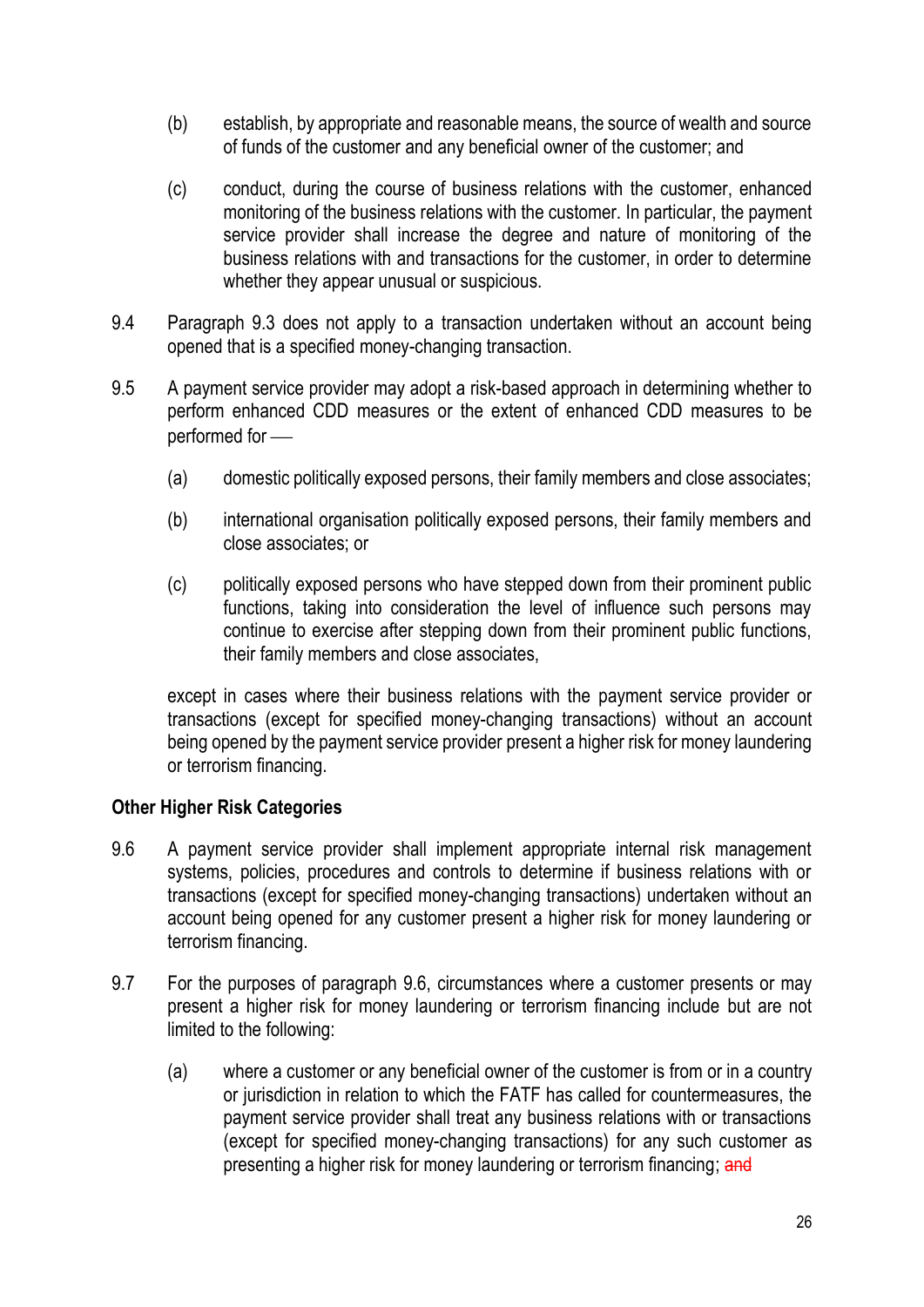(b) establish, by appropriate and reasonable means, the source of wealth and source of funds of the customer and any beneficial owner of the customer; and

(c) conduct, during the course of business relations with the customer, enhanced monitoring of the business relations with the customer. In particular, the payment service provider shall increase the degree and nature of monitoring of the business relations with and transactions for the customer, in order to determine whether they appear unusual or suspicious.

9.4 Paragraph 9.3 does not apply to a transaction undertaken without an account being opened that is a specified money-changing transaction.

9.5 A payment service provider may adopt a risk-based approach in determining whether to perform enhanced CDD measures or the extent of enhanced CDD measures to be performed for —

(a) domestic politically exposed persons, their family members and close associates;

(b) international organisation politically exposed persons, their family members and close associates; or

(c) politically exposed persons who have stepped down from their prominent public functions, taking into consideration the level of influence such persons may continue to exercise after stepping down from their prominent public functions, their family members and close associates,

except in cases where their business relations with the payment service provider or transactions (except for specified money-changing transactions) without an account being opened by the payment service provider present a higher risk for money laundering or terrorism financing.

**Other Higher Risk Categories**

9.6 A payment service provider shall implement appropriate internal risk management systems, policies, procedures and controls to determine if business relations with or transactions (except for specified money-changing transactions) undertaken without an account being opened for any customer present a higher risk for money laundering or terrorism financing.

9.7 For the purposes of paragraph 9.6, circumstances where a customer presents or may present a higher risk for money laundering or terrorism financing include but are not limited to the following:

(a) where a customer or any beneficial owner of the customer is from or in a country or jurisdiction in relation to which the FATF has called for countermeasures, the payment service provider shall treat any business relations with or transactions (except for specified money-changing transactions) for any such customer as presenting a higher risk for money laundering or terrorism financing; ~~and~~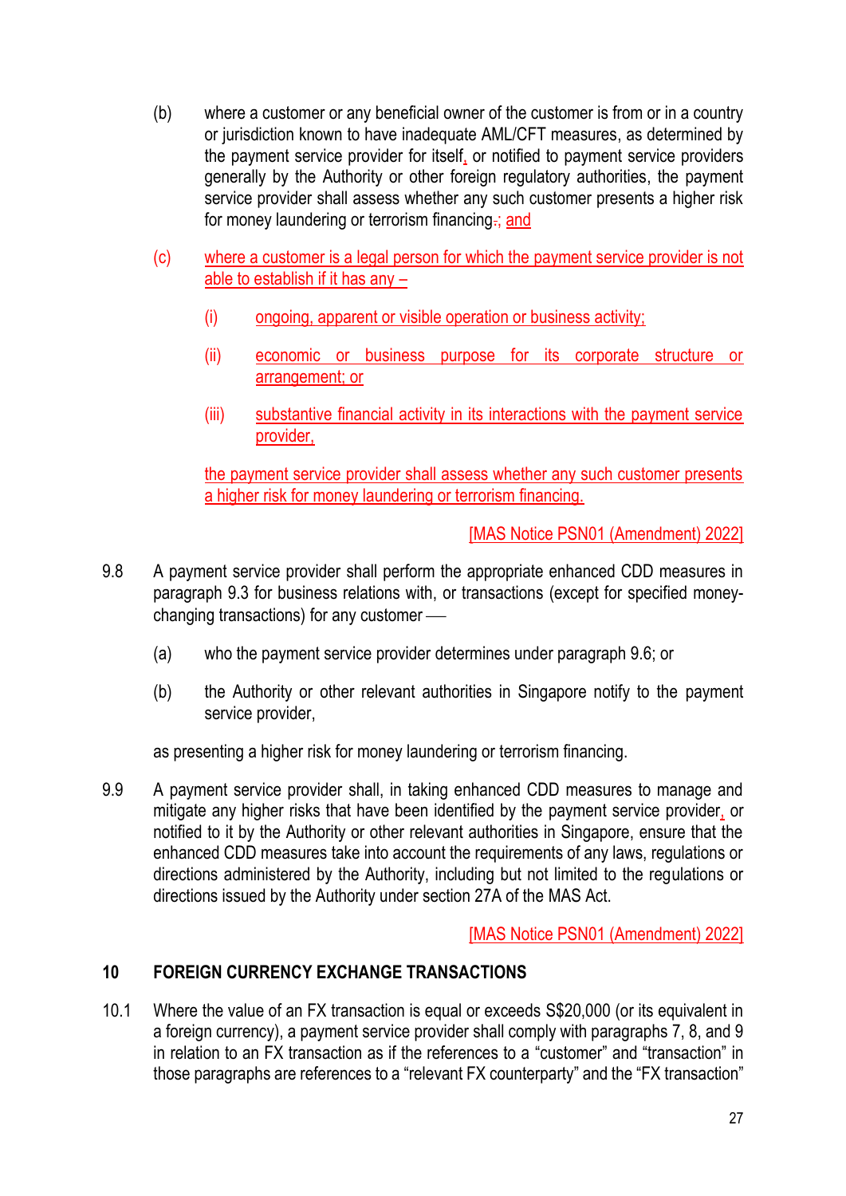(b) where a customer or any beneficial owner of the customer is from or in a country or jurisdiction known to have inadequate AML/CFT measures, as determined by the payment service provider for itself, or notified to payment service providers generally by the Authority or other foreign regulatory authorities, the payment service provider shall assess whether any such customer presents a higher risk for money laundering or terrorism financing.; and

(c) where a customer is a legal person for which the payment service provider is not able to establish if it has any –

   (i) ongoing, apparent or visible operation or business activity;

   (ii) economic or business purpose for its corporate structure or arrangement; or

   (iii) substantive financial activity in its interactions with the payment service provider,

   the payment service provider shall assess whether any such customer presents a higher risk for money laundering or terrorism financing.

[MAS Notice PSN01 (Amendment) 2022]

9.8 A payment service provider shall perform the appropriate enhanced CDD measures in paragraph 9.3 for business relations with, or transactions (except for specified money-changing transactions) for any customer ––

(a) who the payment service provider determines under paragraph 9.6; or

(b) the Authority or other relevant authorities in Singapore notify to the payment service provider,

as presenting a higher risk for money laundering or terrorism financing.

9.9 A payment service provider shall, in taking enhanced CDD measures to manage and mitigate any higher risks that have been identified by the payment service provider, or notified to it by the Authority or other relevant authorities in Singapore, ensure that the enhanced CDD measures take into account the requirements of any laws, regulations or directions administered by the Authority, including but not limited to the regulations or directions issued by the Authority under section 27A of the MAS Act.

[MAS Notice PSN01 (Amendment) 2022]

## 10 FOREIGN CURRENCY EXCHANGE TRANSACTIONS

10.1 Where the value of an FX transaction is equal or exceeds S$20,000 (or its equivalent in a foreign currency), a payment service provider shall comply with paragraphs 7, 8, and 9 in relation to an FX transaction as if the references to a "customer" and "transaction" in those paragraphs are references to a "relevant FX counterparty" and the "FX transaction"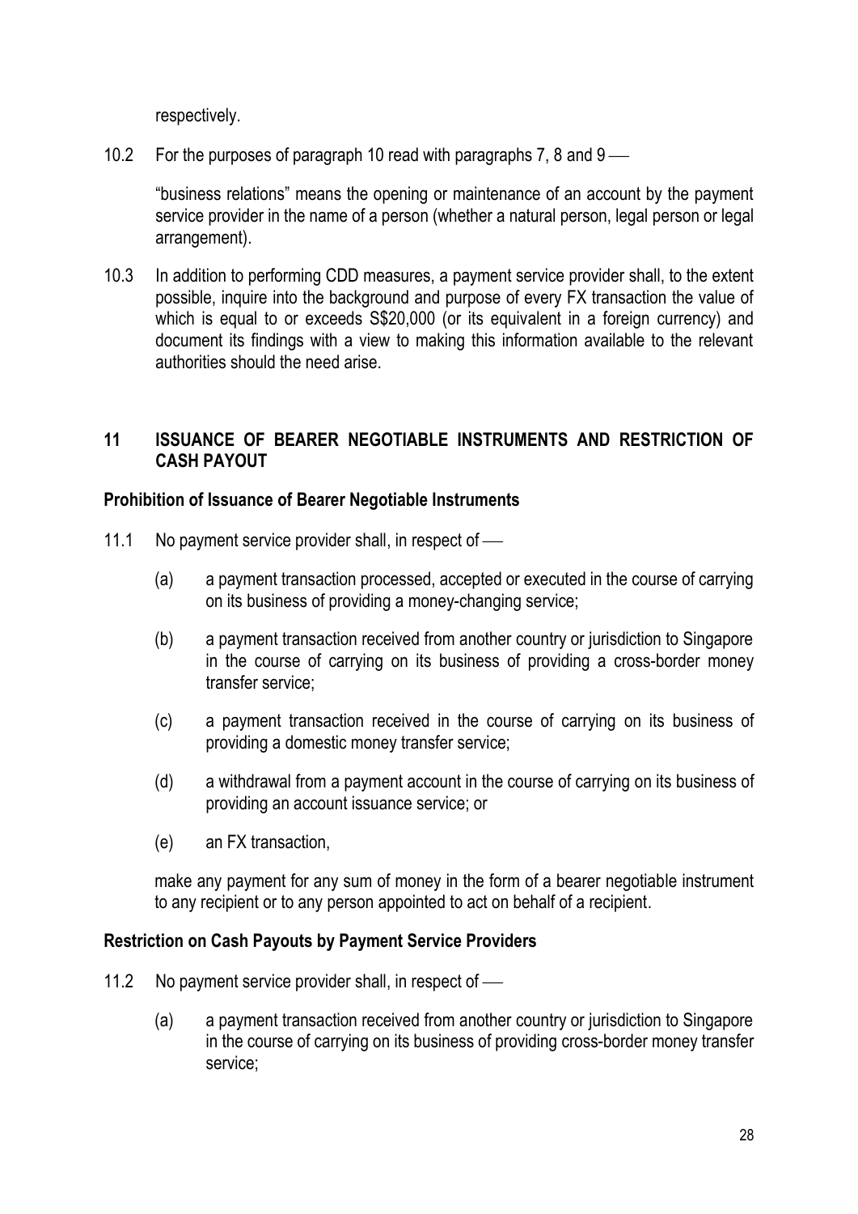respectively.

10.2 For the purposes of paragraph 10 read with paragraphs 7, 8 and 9 —

"business relations" means the opening or maintenance of an account by the payment service provider in the name of a person (whether a natural person, legal person or legal arrangement).

10.3 In addition to performing CDD measures, a payment service provider shall, to the extent possible, inquire into the background and purpose of every FX transaction the value of which is equal to or exceeds S$20,000 (or its equivalent in a foreign currency) and document its findings with a view to making this information available to the relevant authorities should the need arise.

## 11 ISSUANCE OF BEARER NEGOTIABLE INSTRUMENTS AND RESTRICTION OF CASH PAYOUT

### Prohibition of Issuance of Bearer Negotiable Instruments

11.1 No payment service provider shall, in respect of —

(a) a payment transaction processed, accepted or executed in the course of carrying on its business of providing a money-changing service;

(b) a payment transaction received from another country or jurisdiction to Singapore in the course of carrying on its business of providing a cross-border money transfer service;

(c) a payment transaction received in the course of carrying on its business of providing a domestic money transfer service;

(d) a withdrawal from a payment account in the course of carrying on its business of providing an account issuance service; or

(e) an FX transaction,

make any payment for any sum of money in the form of a bearer negotiable instrument to any recipient or to any person appointed to act on behalf of a recipient.

### Restriction on Cash Payouts by Payment Service Providers

11.2 No payment service provider shall, in respect of —

(a) a payment transaction received from another country or jurisdiction to Singapore in the course of carrying on its business of providing cross-border money transfer service;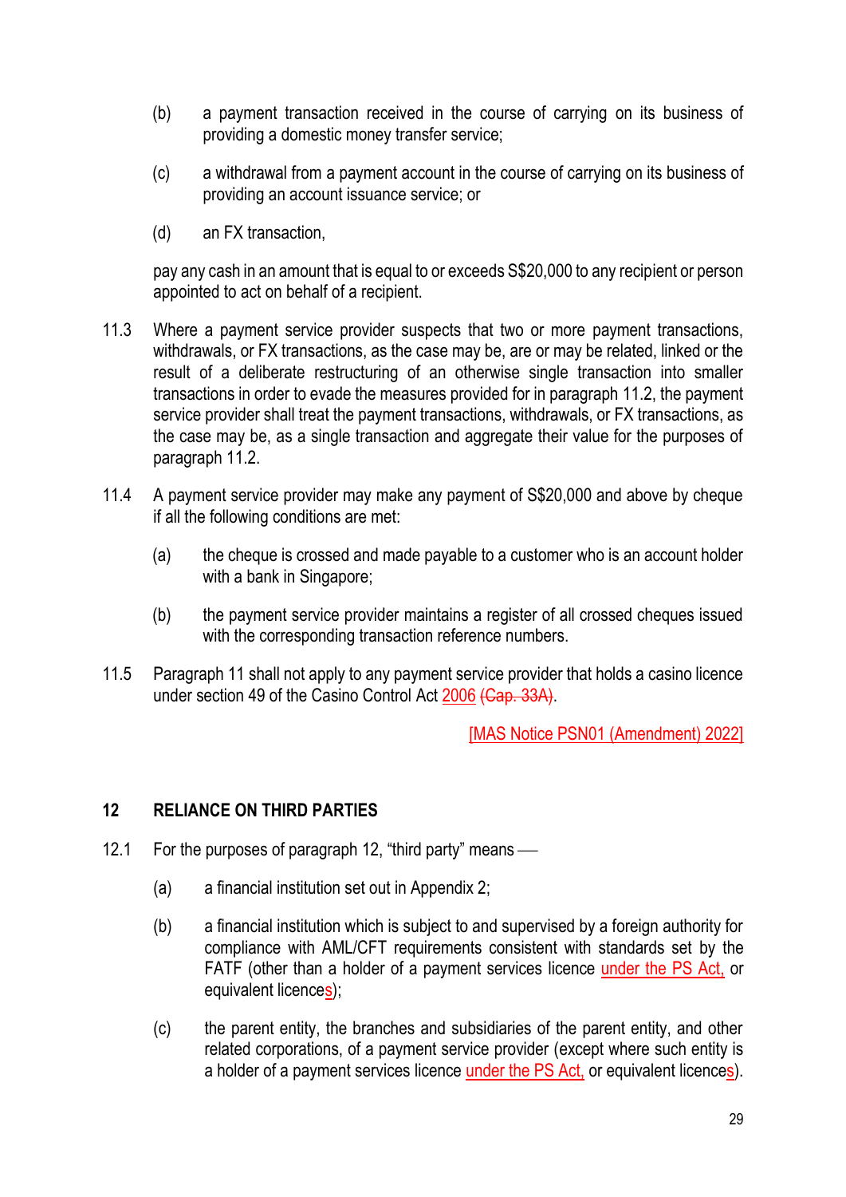(b) a payment transaction received in the course of carrying on its business of providing a domestic money transfer service;

(c) a withdrawal from a payment account in the course of carrying on its business of providing an account issuance service; or

(d) an FX transaction,

pay any cash in an amount that is equal to or exceeds S$20,000 to any recipient or person appointed to act on behalf of a recipient.

11.3 Where a payment service provider suspects that two or more payment transactions, withdrawals, or FX transactions, as the case may be, are or may be related, linked or the result of a deliberate restructuring of an otherwise single transaction into smaller transactions in order to evade the measures provided for in paragraph 11.2, the payment service provider shall treat the payment transactions, withdrawals, or FX transactions, as the case may be, as a single transaction and aggregate their value for the purposes of paragraph 11.2.

11.4 A payment service provider may make any payment of S$20,000 and above by cheque if all the following conditions are met:

(a) the cheque is crossed and made payable to a customer who is an account holder with a bank in Singapore;

(b) the payment service provider maintains a register of all crossed cheques issued with the corresponding transaction reference numbers.

11.5 Paragraph 11 shall not apply to any payment service provider that holds a casino licence under section 49 of the Casino Control Act 2006 ~~(Cap. 33A)~~.

[MAS Notice PSN01 (Amendment) 2022]

## 12 RELIANCE ON THIRD PARTIES

12.1 For the purposes of paragraph 12, "third party" means —

(a) a financial institution set out in Appendix 2;

(b) a financial institution which is subject to and supervised by a foreign authority for compliance with AML/CFT requirements consistent with standards set by the FATF (other than a holder of a payment services licence under the PS Act, or equivalent licences);

(c) the parent entity, the branches and subsidiaries of the parent entity, and other related corporations, of a payment service provider (except where such entity is a holder of a payment services licence under the PS Act, or equivalent licences).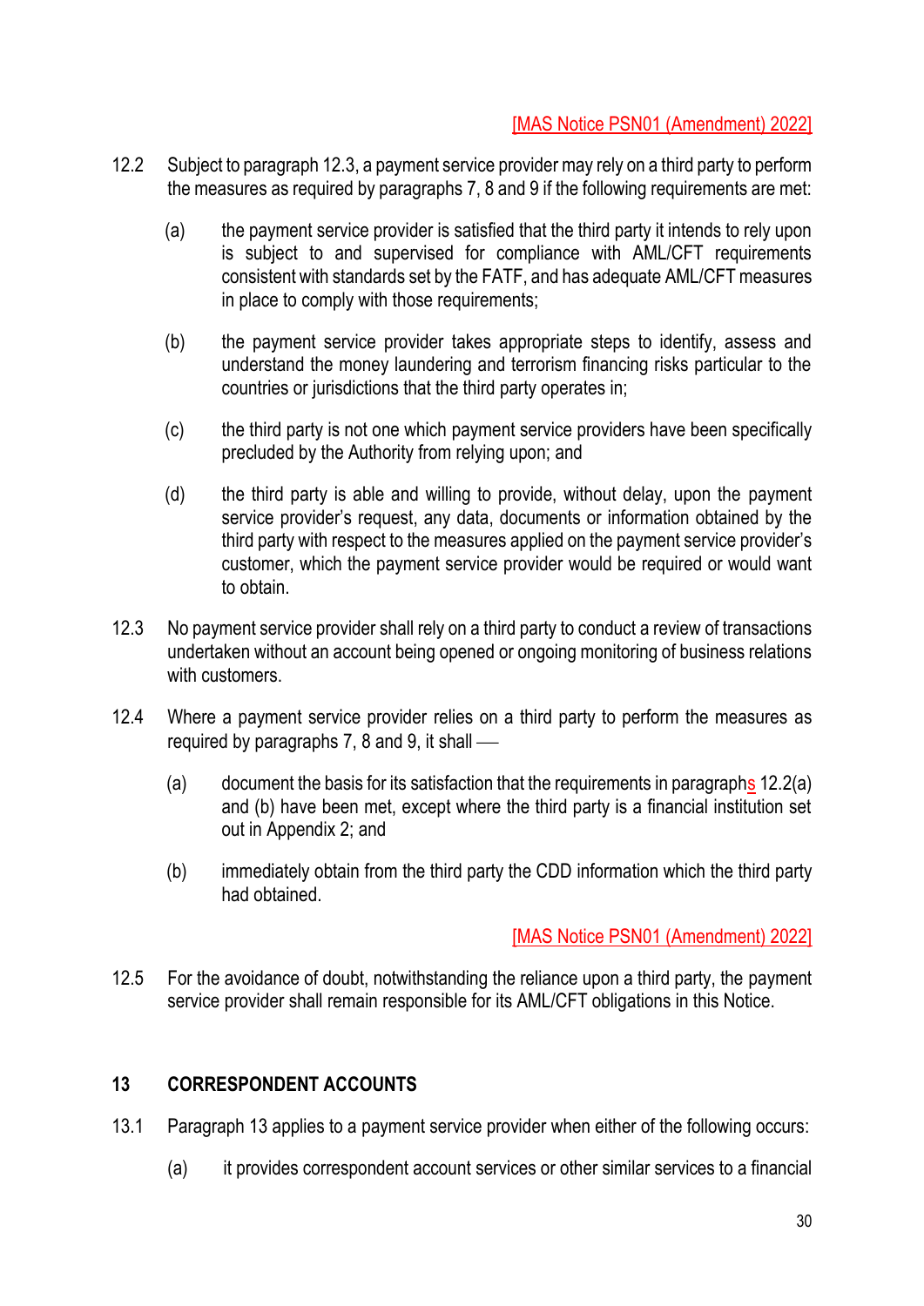[MAS Notice PSN01 (Amendment) 2022]

12.2 Subject to paragraph 12.3, a payment service provider may rely on a third party to perform the measures as required by paragraphs 7, 8 and 9 if the following requirements are met:

(a) the payment service provider is satisfied that the third party it intends to rely upon is subject to and supervised for compliance with AML/CFT requirements consistent with standards set by the FATF, and has adequate AML/CFT measures in place to comply with those requirements;

(b) the payment service provider takes appropriate steps to identify, assess and understand the money laundering and terrorism financing risks particular to the countries or jurisdictions that the third party operates in;

(c) the third party is not one which payment service providers have been specifically precluded by the Authority from relying upon; and

(d) the third party is able and willing to provide, without delay, upon the payment service provider's request, any data, documents or information obtained by the third party with respect to the measures applied on the payment service provider's customer, which the payment service provider would be required or would want to obtain.

12.3 No payment service provider shall rely on a third party to conduct a review of transactions undertaken without an account being opened or ongoing monitoring of business relations with customers.

12.4 Where a payment service provider relies on a third party to perform the measures as required by paragraphs 7, 8 and 9, it shall —

(a) document the basis for its satisfaction that the requirements in paragraphs 12.2(a) and (b) have been met, except where the third party is a financial institution set out in Appendix 2; and

(b) immediately obtain from the third party the CDD information which the third party had obtained.

[MAS Notice PSN01 (Amendment) 2022]

12.5 For the avoidance of doubt, notwithstanding the reliance upon a third party, the payment service provider shall remain responsible for its AML/CFT obligations in this Notice.

## 13 CORRESPONDENT ACCOUNTS

13.1 Paragraph 13 applies to a payment service provider when either of the following occurs:

(a) it provides correspondent account services or other similar services to a financial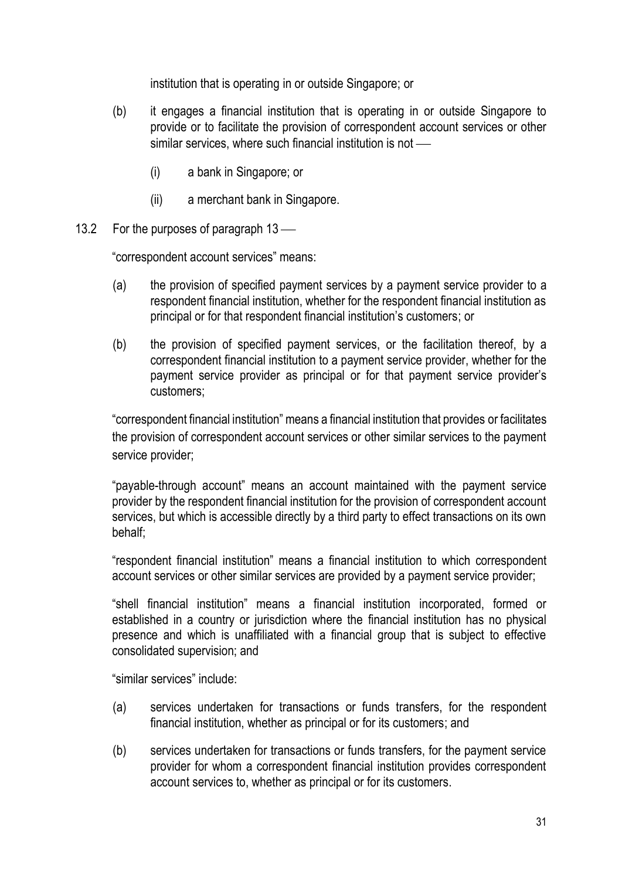institution that is operating in or outside Singapore; or

(b) it engages a financial institution that is operating in or outside Singapore to provide or to facilitate the provision of correspondent account services or other similar services, where such financial institution is not —

(i) a bank in Singapore; or

(ii) a merchant bank in Singapore.

13.2 For the purposes of paragraph 13 —

"correspondent account services" means:

(a) the provision of specified payment services by a payment service provider to a respondent financial institution, whether for the respondent financial institution as principal or for that respondent financial institution's customers; or

(b) the provision of specified payment services, or the facilitation thereof, by a correspondent financial institution to a payment service provider, whether for the payment service provider as principal or for that payment service provider's customers;

"correspondent financial institution" means a financial institution that provides or facilitates the provision of correspondent account services or other similar services to the payment service provider;

"payable-through account" means an account maintained with the payment service provider by the respondent financial institution for the provision of correspondent account services, but which is accessible directly by a third party to effect transactions on its own behalf;

"respondent financial institution" means a financial institution to which correspondent account services or other similar services are provided by a payment service provider;

"shell financial institution" means a financial institution incorporated, formed or established in a country or jurisdiction where the financial institution has no physical presence and which is unaffiliated with a financial group that is subject to effective consolidated supervision; and

"similar services" include:

(a) services undertaken for transactions or funds transfers, for the respondent financial institution, whether as principal or for its customers; and

(b) services undertaken for transactions or funds transfers, for the payment service provider for whom a correspondent financial institution provides correspondent account services to, whether as principal or for its customers.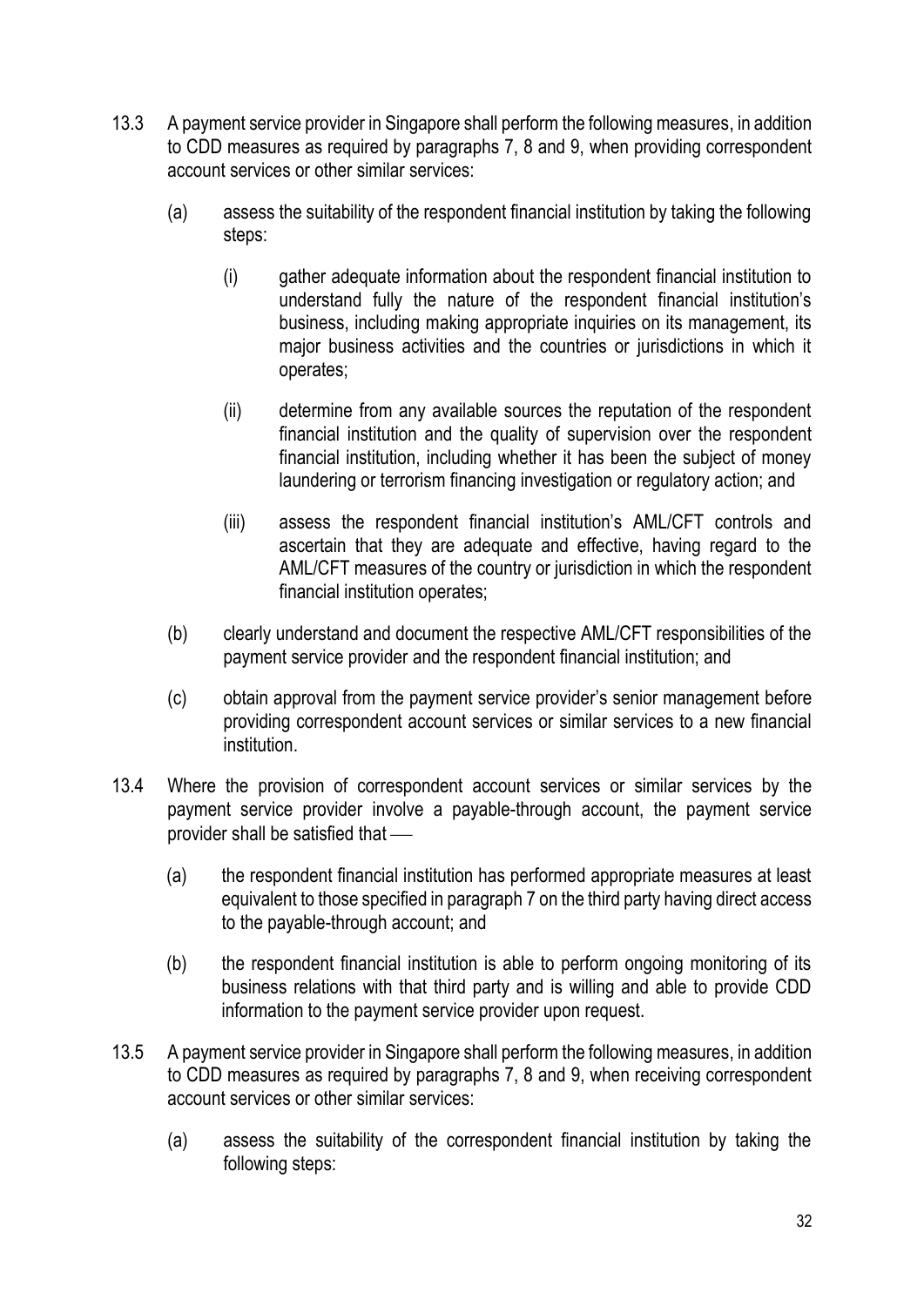13.3 A payment service provider in Singapore shall perform the following measures, in addition to CDD measures as required by paragraphs 7, 8 and 9, when providing correspondent account services or other similar services:

(a) assess the suitability of the respondent financial institution by taking the following steps:

(i) gather adequate information about the respondent financial institution to understand fully the nature of the respondent financial institution's business, including making appropriate inquiries on its management, its major business activities and the countries or jurisdictions in which it operates;

(ii) determine from any available sources the reputation of the respondent financial institution and the quality of supervision over the respondent financial institution, including whether it has been the subject of money laundering or terrorism financing investigation or regulatory action; and

(iii) assess the respondent financial institution's AML/CFT controls and ascertain that they are adequate and effective, having regard to the AML/CFT measures of the country or jurisdiction in which the respondent financial institution operates;

(b) clearly understand and document the respective AML/CFT responsibilities of the payment service provider and the respondent financial institution; and

(c) obtain approval from the payment service provider's senior management before providing correspondent account services or similar services to a new financial institution.

13.4 Where the provision of correspondent account services or similar services by the payment service provider involve a payable-through account, the payment service provider shall be satisfied that —

(a) the respondent financial institution has performed appropriate measures at least equivalent to those specified in paragraph 7 on the third party having direct access to the payable-through account; and

(b) the respondent financial institution is able to perform ongoing monitoring of its business relations with that third party and is willing and able to provide CDD information to the payment service provider upon request.

13.5 A payment service provider in Singapore shall perform the following measures, in addition to CDD measures as required by paragraphs 7, 8 and 9, when receiving correspondent account services or other similar services:

(a) assess the suitability of the correspondent financial institution by taking the following steps: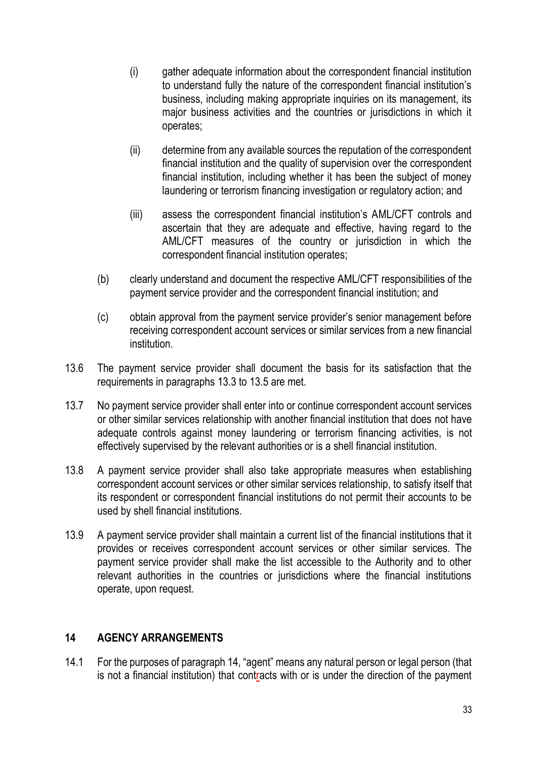(i) gather adequate information about the correspondent financial institution to understand fully the nature of the correspondent financial institution's business, including making appropriate inquiries on its management, its major business activities and the countries or jurisdictions in which it operates;

(ii) determine from any available sources the reputation of the correspondent financial institution and the quality of supervision over the correspondent financial institution, including whether it has been the subject of money laundering or terrorism financing investigation or regulatory action; and

(iii) assess the correspondent financial institution's AML/CFT controls and ascertain that they are adequate and effective, having regard to the AML/CFT measures of the country or jurisdiction in which the correspondent financial institution operates;

(b) clearly understand and document the respective AML/CFT responsibilities of the payment service provider and the correspondent financial institution; and

(c) obtain approval from the payment service provider's senior management before receiving correspondent account services or similar services from a new financial institution.

13.6 The payment service provider shall document the basis for its satisfaction that the requirements in paragraphs 13.3 to 13.5 are met.

13.7 No payment service provider shall enter into or continue correspondent account services or other similar services relationship with another financial institution that does not have adequate controls against money laundering or terrorism financing activities, is not effectively supervised by the relevant authorities or is a shell financial institution.

13.8 A payment service provider shall also take appropriate measures when establishing correspondent account services or other similar services relationship, to satisfy itself that its respondent or correspondent financial institutions do not permit their accounts to be used by shell financial institutions.

13.9 A payment service provider shall maintain a current list of the financial institutions that it provides or receives correspondent account services or other similar services. The payment service provider shall make the list accessible to the Authority and to other relevant authorities in the countries or jurisdictions where the financial institutions operate, upon request.

## 14 AGENCY ARRANGEMENTS

14.1 For the purposes of paragraph 14, "agent" means any natural person or legal person (that is not a financial institution) that contracts with or is under the direction of the payment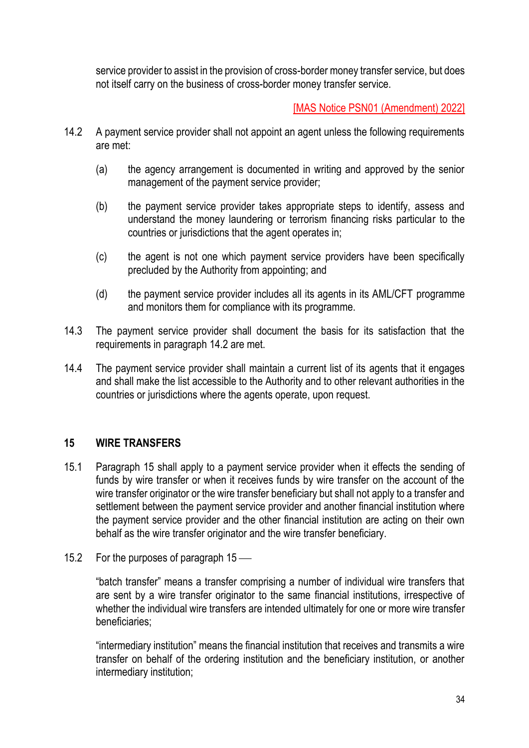service provider to assist in the provision of cross-border money transfer service, but does not itself carry on the business of cross-border money transfer service.

[MAS Notice PSN01 (Amendment) 2022]

14.2 A payment service provider shall not appoint an agent unless the following requirements are met:

(a) the agency arrangement is documented in writing and approved by the senior management of the payment service provider;

(b) the payment service provider takes appropriate steps to identify, assess and understand the money laundering or terrorism financing risks particular to the countries or jurisdictions that the agent operates in;

(c) the agent is not one which payment service providers have been specifically precluded by the Authority from appointing; and

(d) the payment service provider includes all its agents in its AML/CFT programme and monitors them for compliance with its programme.

14.3 The payment service provider shall document the basis for its satisfaction that the requirements in paragraph 14.2 are met.

14.4 The payment service provider shall maintain a current list of its agents that it engages and shall make the list accessible to the Authority and to other relevant authorities in the countries or jurisdictions where the agents operate, upon request.

## 15 WIRE TRANSFERS

15.1 Paragraph 15 shall apply to a payment service provider when it effects the sending of funds by wire transfer or when it receives funds by wire transfer on the account of the wire transfer originator or the wire transfer beneficiary but shall not apply to a transfer and settlement between the payment service provider and another financial institution where the payment service provider and the other financial institution are acting on their own behalf as the wire transfer originator and the wire transfer beneficiary.

15.2 For the purposes of paragraph 15 ––

"batch transfer" means a transfer comprising a number of individual wire transfers that are sent by a wire transfer originator to the same financial institutions, irrespective of whether the individual wire transfers are intended ultimately for one or more wire transfer beneficiaries;

"intermediary institution" means the financial institution that receives and transmits a wire transfer on behalf of the ordering institution and the beneficiary institution, or another intermediary institution;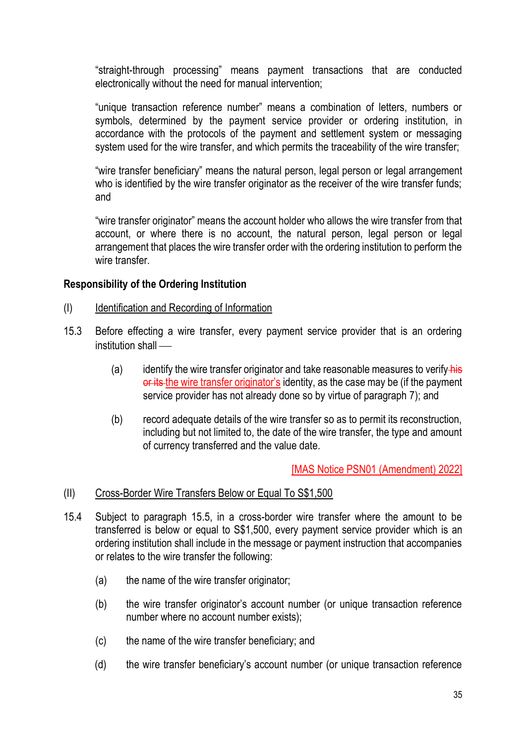"straight-through processing" means payment transactions that are conducted electronically without the need for manual intervention;

"unique transaction reference number" means a combination of letters, numbers or symbols, determined by the payment service provider or ordering institution, in accordance with the protocols of the payment and settlement system or messaging system used for the wire transfer, and which permits the traceability of the wire transfer;

"wire transfer beneficiary" means the natural person, legal person or legal arrangement who is identified by the wire transfer originator as the receiver of the wire transfer funds; and

"wire transfer originator" means the account holder who allows the wire transfer from that account, or where there is no account, the natural person, legal person or legal arrangement that places the wire transfer order with the ordering institution to perform the wire transfer.

**Responsibility of the Ordering Institution**

(I) Identification and Recording of Information

15.3 Before effecting a wire transfer, every payment service provider that is an ordering institution shall ―

(a) identify the wire transfer originator and take reasonable measures to verify ~~his or its~~ the wire transfer originator's identity, as the case may be (if the payment service provider has not already done so by virtue of paragraph 7); and

(b) record adequate details of the wire transfer so as to permit its reconstruction, including but not limited to, the date of the wire transfer, the type and amount of currency transferred and the value date.

[MAS Notice PSN01 (Amendment) 2022]

(II) Cross-Border Wire Transfers Below or Equal To S$1,500

15.4 Subject to paragraph 15.5, in a cross-border wire transfer where the amount to be transferred is below or equal to S$1,500, every payment service provider which is an ordering institution shall include in the message or payment instruction that accompanies or relates to the wire transfer the following:

(a) the name of the wire transfer originator;

(b) the wire transfer originator's account number (or unique transaction reference number where no account number exists);

(c) the name of the wire transfer beneficiary; and

(d) the wire transfer beneficiary's account number (or unique transaction reference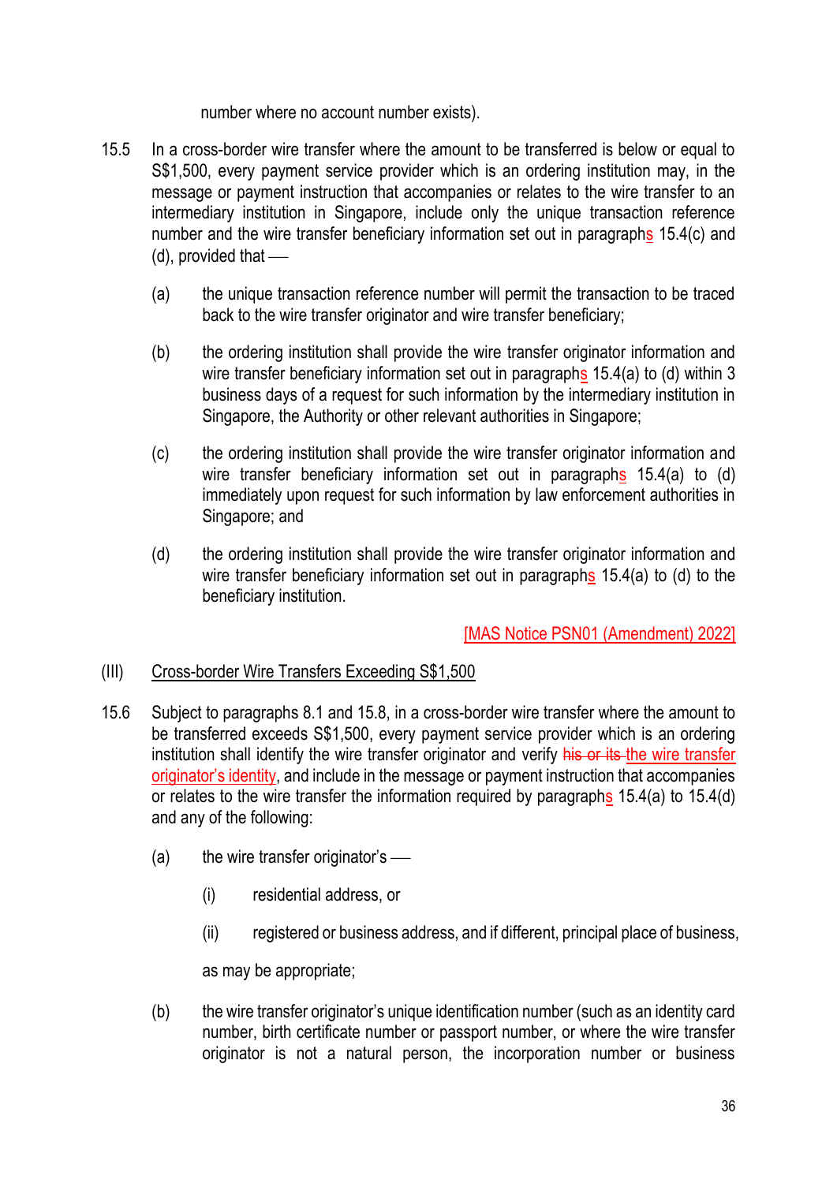number where no account number exists).

15.5 In a cross-border wire transfer where the amount to be transferred is below or equal to S$1,500, every payment service provider which is an ordering institution may, in the message or payment instruction that accompanies or relates to the wire transfer to an intermediary institution in Singapore, include only the unique transaction reference number and the wire transfer beneficiary information set out in paragraphs 15.4(c) and (d), provided that —

(a) the unique transaction reference number will permit the transaction to be traced back to the wire transfer originator and wire transfer beneficiary;

(b) the ordering institution shall provide the wire transfer originator information and wire transfer beneficiary information set out in paragraphs 15.4(a) to (d) within 3 business days of a request for such information by the intermediary institution in Singapore, the Authority or other relevant authorities in Singapore;

(c) the ordering institution shall provide the wire transfer originator information and wire transfer beneficiary information set out in paragraphs 15.4(a) to (d) immediately upon request for such information by law enforcement authorities in Singapore; and

(d) the ordering institution shall provide the wire transfer originator information and wire transfer beneficiary information set out in paragraphs 15.4(a) to (d) to the beneficiary institution.

[MAS Notice PSN01 (Amendment) 2022]

(III) Cross-border Wire Transfers Exceeding S$1,500

15.6 Subject to paragraphs 8.1 and 15.8, in a cross-border wire transfer where the amount to be transferred exceeds S$1,500, every payment service provider which is an ordering institution shall identify the wire transfer originator and verify ~~his or its~~ the wire transfer originator's identity, and include in the message or payment instruction that accompanies or relates to the wire transfer the information required by paragraphs 15.4(a) to 15.4(d) and any of the following:

(a) the wire transfer originator's —

(i) residential address, or

(ii) registered or business address, and if different, principal place of business,

as may be appropriate;

(b) the wire transfer originator's unique identification number (such as an identity card number, birth certificate number or passport number, or where the wire transfer originator is not a natural person, the incorporation number or business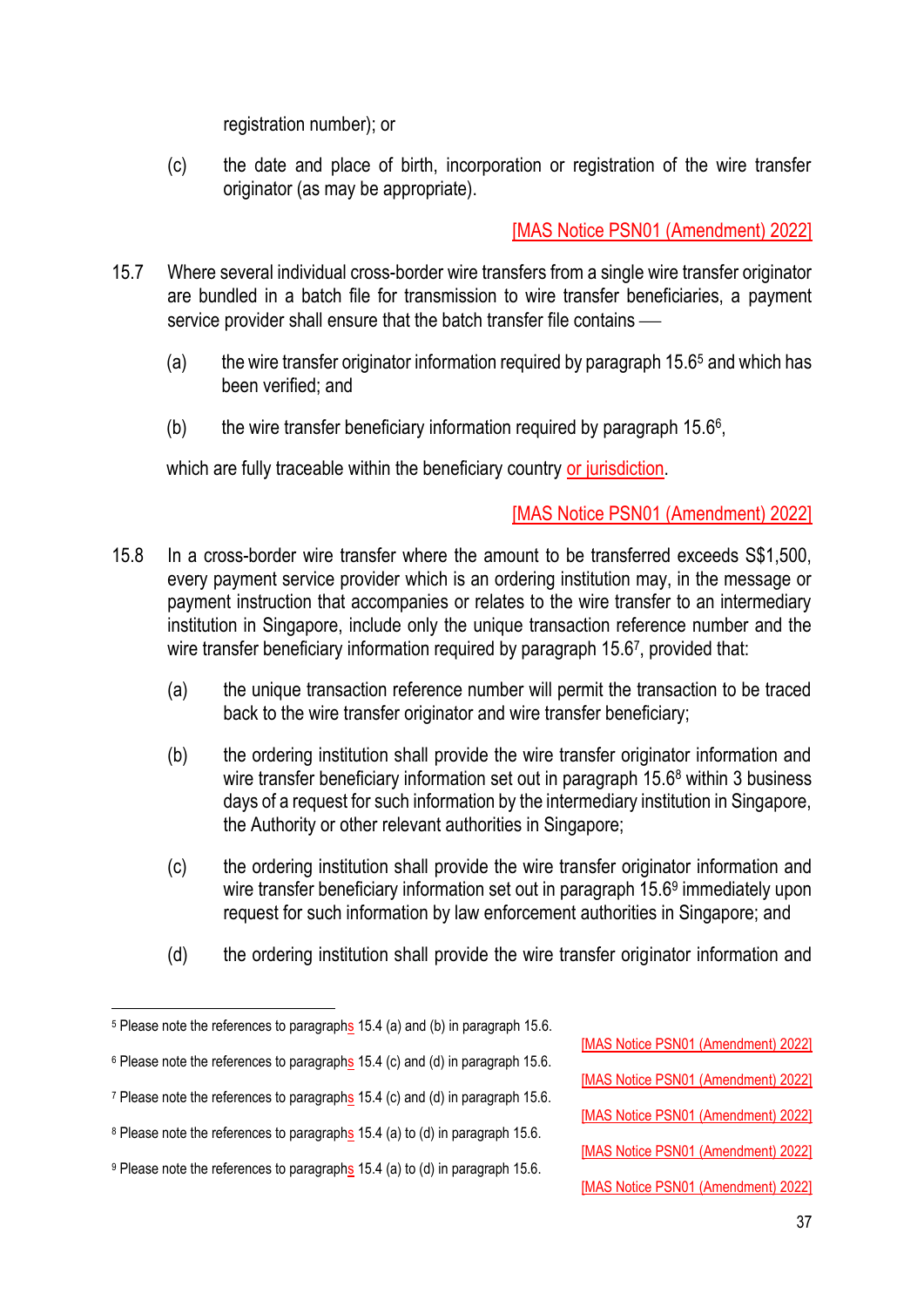registration number); or

(c) the date and place of birth, incorporation or registration of the wire transfer originator (as may be appropriate).

[MAS Notice PSN01 (Amendment) 2022]

15.7 Where several individual cross-border wire transfers from a single wire transfer originator are bundled in a batch file for transmission to wire transfer beneficiaries, a payment service provider shall ensure that the batch transfer file contains —

(a) the wire transfer originator information required by paragraph 15.6[5] and which has been verified; and

(b) the wire transfer beneficiary information required by paragraph 15.6[6],

which are fully traceable within the beneficiary country or jurisdiction.

[MAS Notice PSN01 (Amendment) 2022]

15.8 In a cross-border wire transfer where the amount to be transferred exceeds S$1,500, every payment service provider which is an ordering institution may, in the message or payment instruction that accompanies or relates to the wire transfer to an intermediary institution in Singapore, include only the unique transaction reference number and the wire transfer beneficiary information required by paragraph 15.6[7], provided that:

(a) the unique transaction reference number will permit the transaction to be traced back to the wire transfer originator and wire transfer beneficiary;

(b) the ordering institution shall provide the wire transfer originator information and wire transfer beneficiary information set out in paragraph 15.6[8] within 3 business days of a request for such information by the intermediary institution in Singapore, the Authority or other relevant authorities in Singapore;

(c) the ordering institution shall provide the wire transfer originator information and wire transfer beneficiary information set out in paragraph 15.6[9] immediately upon request for such information by law enforcement authorities in Singapore; and

(d) the ordering institution shall provide the wire transfer originator information and

---

[5] Please note the references to paragraphs 15.4 (a) and (b) in paragraph 15.6. [MAS Notice PSN01 (Amendment) 2022]

[6] Please note the references to paragraphs 15.4 (c) and (d) in paragraph 15.6. [MAS Notice PSN01 (Amendment) 2022]

[7] Please note the references to paragraphs 15.4 (c) and (d) in paragraph 15.6. [MAS Notice PSN01 (Amendment) 2022]

[8] Please note the references to paragraphs 15.4 (a) to (d) in paragraph 15.6. [MAS Notice PSN01 (Amendment) 2022]

[9] Please note the references to paragraphs 15.4 (a) to (d) in paragraph 15.6. [MAS Notice PSN01 (Amendment) 2022]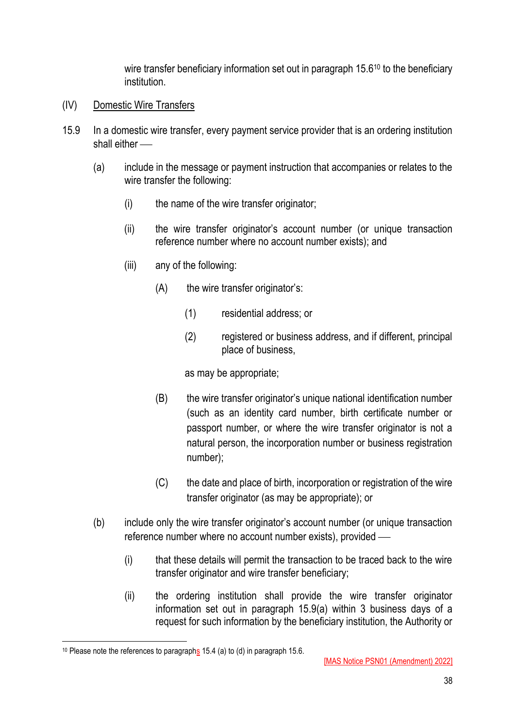wire transfer beneficiary information set out in paragraph 15.6[10] to the beneficiary institution.

(IV) <u>Domestic Wire Transfers</u>

15.9 In a domestic wire transfer, every payment service provider that is an ordering institution shall either ––

(a) include in the message or payment instruction that accompanies or relates to the wire transfer the following:

(i) the name of the wire transfer originator;

(ii) the wire transfer originator's account number (or unique transaction reference number where no account number exists); and

(iii) any of the following:

(A) the wire transfer originator's:

(1) residential address; or

(2) registered or business address, and if different, principal place of business,

as may be appropriate;

(B) the wire transfer originator's unique national identification number (such as an identity card number, birth certificate number or passport number, or where the wire transfer originator is not a natural person, the incorporation number or business registration number);

(C) the date and place of birth, incorporation or registration of the wire transfer originator (as may be appropriate); or

(b) include only the wire transfer originator's account number (or unique transaction reference number where no account number exists), provided ––

(i) that these details will permit the transaction to be traced back to the wire transfer originator and wire transfer beneficiary;

(ii) the ordering institution shall provide the wire transfer originator information set out in paragraph 15.9(a) within 3 business days of a request for such information by the beneficiary institution, the Authority or

---

[10] Please note the references to paragraphs 15.4 (a) to (d) in paragraph 15.6.

[MAS Notice PSN01 (Amendment) 2022]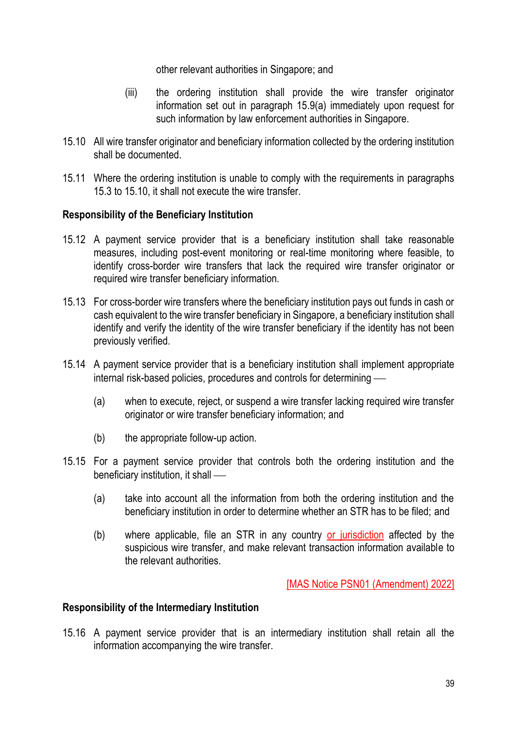other relevant authorities in Singapore; and

(iii) the ordering institution shall provide the wire transfer originator information set out in paragraph 15.9(a) immediately upon request for such information by law enforcement authorities in Singapore.

15.10 All wire transfer originator and beneficiary information collected by the ordering institution shall be documented.

15.11 Where the ordering institution is unable to comply with the requirements in paragraphs 15.3 to 15.10, it shall not execute the wire transfer.

**Responsibility of the Beneficiary Institution**

15.12 A payment service provider that is a beneficiary institution shall take reasonable measures, including post-event monitoring or real-time monitoring where feasible, to identify cross-border wire transfers that lack the required wire transfer originator or required wire transfer beneficiary information.

15.13 For cross-border wire transfers where the beneficiary institution pays out funds in cash or cash equivalent to the wire transfer beneficiary in Singapore, a beneficiary institution shall identify and verify the identity of the wire transfer beneficiary if the identity has not been previously verified.

15.14 A payment service provider that is a beneficiary institution shall implement appropriate internal risk-based policies, procedures and controls for determining ––

(a) when to execute, reject, or suspend a wire transfer lacking required wire transfer originator or wire transfer beneficiary information; and

(b) the appropriate follow-up action.

15.15 For a payment service provider that controls both the ordering institution and the beneficiary institution, it shall ––

(a) take into account all the information from both the ordering institution and the beneficiary institution in order to determine whether an STR has to be filed; and

(b) where applicable, file an STR in any country or jurisdiction affected by the suspicious wire transfer, and make relevant transaction information available to the relevant authorities.

[MAS Notice PSN01 (Amendment) 2022]

**Responsibility of the Intermediary Institution**

15.16 A payment service provider that is an intermediary institution shall retain all the information accompanying the wire transfer.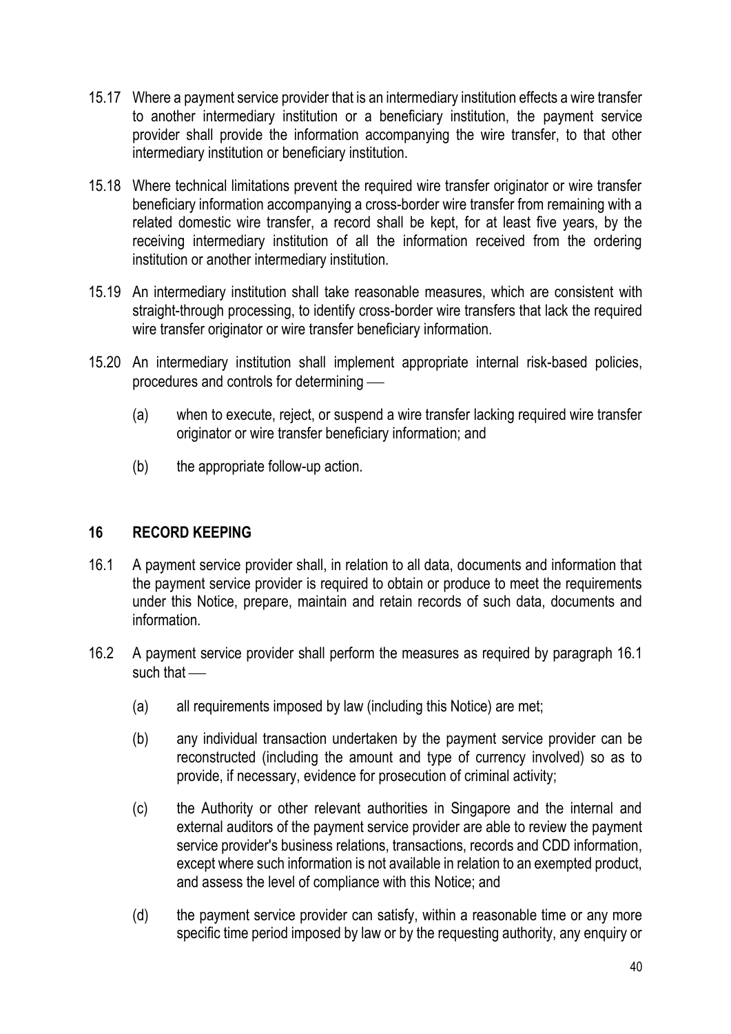15.17 Where a payment service provider that is an intermediary institution effects a wire transfer to another intermediary institution or a beneficiary institution, the payment service provider shall provide the information accompanying the wire transfer, to that other intermediary institution or beneficiary institution.

15.18 Where technical limitations prevent the required wire transfer originator or wire transfer beneficiary information accompanying a cross-border wire transfer from remaining with a related domestic wire transfer, a record shall be kept, for at least five years, by the receiving intermediary institution of all the information received from the ordering institution or another intermediary institution.

15.19 An intermediary institution shall take reasonable measures, which are consistent with straight-through processing, to identify cross-border wire transfers that lack the required wire transfer originator or wire transfer beneficiary information.

15.20 An intermediary institution shall implement appropriate internal risk-based policies, procedures and controls for determining ―

(a) when to execute, reject, or suspend a wire transfer lacking required wire transfer originator or wire transfer beneficiary information; and

(b) the appropriate follow-up action.

## 16 RECORD KEEPING

16.1 A payment service provider shall, in relation to all data, documents and information that the payment service provider is required to obtain or produce to meet the requirements under this Notice, prepare, maintain and retain records of such data, documents and information.

16.2 A payment service provider shall perform the measures as required by paragraph 16.1 such that ―

(a) all requirements imposed by law (including this Notice) are met;

(b) any individual transaction undertaken by the payment service provider can be reconstructed (including the amount and type of currency involved) so as to provide, if necessary, evidence for prosecution of criminal activity;

(c) the Authority or other relevant authorities in Singapore and the internal and external auditors of the payment service provider are able to review the payment service provider's business relations, transactions, records and CDD information, except where such information is not available in relation to an exempted product, and assess the level of compliance with this Notice; and

(d) the payment service provider can satisfy, within a reasonable time or any more specific time period imposed by law or by the requesting authority, any enquiry or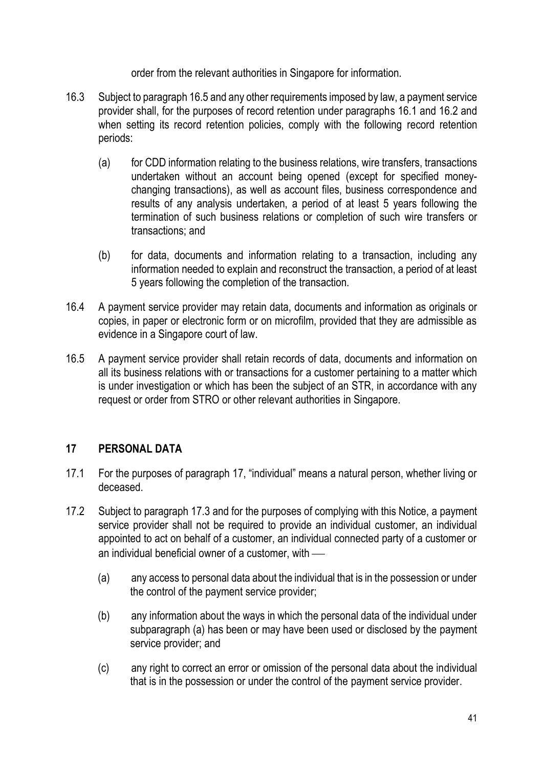order from the relevant authorities in Singapore for information.

16.3 Subject to paragraph 16.5 and any other requirements imposed by law, a payment service provider shall, for the purposes of record retention under paragraphs 16.1 and 16.2 and when setting its record retention policies, comply with the following record retention periods:

(a) for CDD information relating to the business relations, wire transfers, transactions undertaken without an account being opened (except for specified money-changing transactions), as well as account files, business correspondence and results of any analysis undertaken, a period of at least 5 years following the termination of such business relations or completion of such wire transfers or transactions; and

(b) for data, documents and information relating to a transaction, including any information needed to explain and reconstruct the transaction, a period of at least 5 years following the completion of the transaction.

16.4 A payment service provider may retain data, documents and information as originals or copies, in paper or electronic form or on microfilm, provided that they are admissible as evidence in a Singapore court of law.

16.5 A payment service provider shall retain records of data, documents and information on all its business relations with or transactions for a customer pertaining to a matter which is under investigation or which has been the subject of an STR, in accordance with any request or order from STRO or other relevant authorities in Singapore.

## 17 PERSONAL DATA

17.1 For the purposes of paragraph 17, "individual" means a natural person, whether living or deceased.

17.2 Subject to paragraph 17.3 and for the purposes of complying with this Notice, a payment service provider shall not be required to provide an individual customer, an individual appointed to act on behalf of a customer, an individual connected party of a customer or an individual beneficial owner of a customer, with —

(a) any access to personal data about the individual that is in the possession or under the control of the payment service provider;

(b) any information about the ways in which the personal data of the individual under subparagraph (a) has been or may have been used or disclosed by the payment service provider; and

(c) any right to correct an error or omission of the personal data about the individual that is in the possession or under the control of the payment service provider.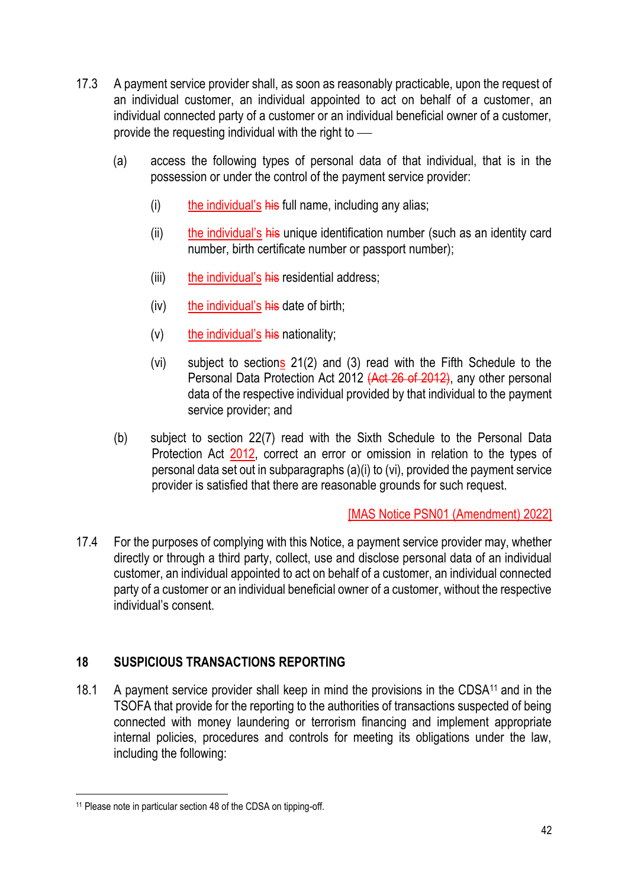17.3 A payment service provider shall, as soon as reasonably practicable, upon the request of an individual customer, an individual appointed to act on behalf of a customer, an individual connected party of a customer or an individual beneficial owner of a customer, provide the requesting individual with the right to ―

(a) access the following types of personal data of that individual, that is in the possession or under the control of the payment service provider:

(i) the individual's ~~his~~ full name, including any alias;

(ii) the individual's ~~his~~ unique identification number (such as an identity card number, birth certificate number or passport number);

(iii) the individual's ~~his~~ residential address;

(iv) the individual's ~~his~~ date of birth;

(v) the individual's ~~his~~ nationality;

(vi) subject to sections 21(2) and (3) read with the Fifth Schedule to the Personal Data Protection Act 2012 ~~(Act 26 of 2012)~~, any other personal data of the respective individual provided by that individual to the payment service provider; and

(b) subject to section 22(7) read with the Sixth Schedule to the Personal Data Protection Act 2012, correct an error or omission in relation to the types of personal data set out in subparagraphs (a)(i) to (vi), provided the payment service provider is satisfied that there are reasonable grounds for such request.

[MAS Notice PSN01 (Amendment) 2022]

17.4 For the purposes of complying with this Notice, a payment service provider may, whether directly or through a third party, collect, use and disclose personal data of an individual customer, an individual appointed to act on behalf of a customer, an individual connected party of a customer or an individual beneficial owner of a customer, without the respective individual's consent.

## 18 SUSPICIOUS TRANSACTIONS REPORTING

18.1 A payment service provider shall keep in mind the provisions in the CDSA[11] and in the TSOFA that provide for the reporting to the authorities of transactions suspected of being connected with money laundering or terrorism financing and implement appropriate internal policies, procedures and controls for meeting its obligations under the law, including the following:

---

[11] Please note in particular section 48 of the CDSA on tipping-off.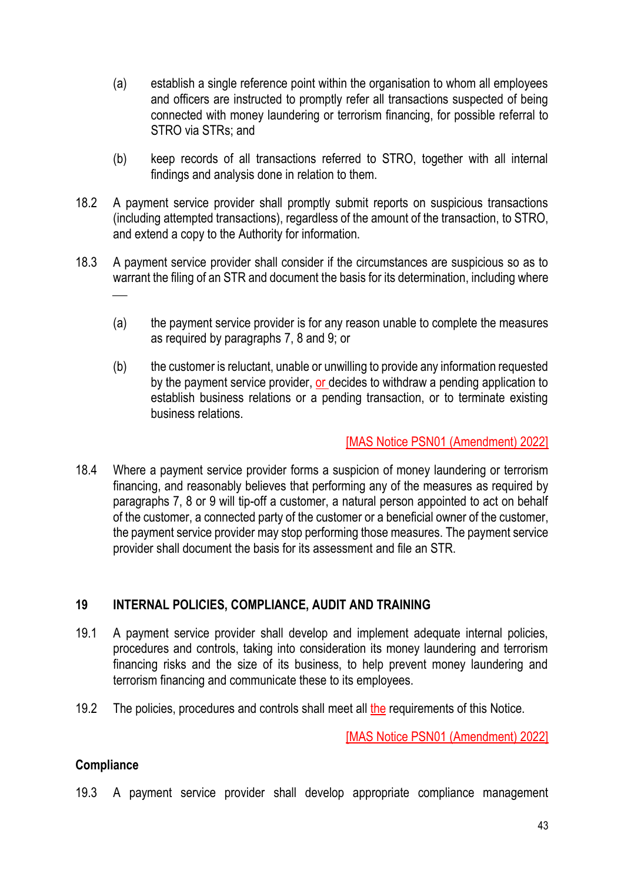(a) establish a single reference point within the organisation to whom all employees and officers are instructed to promptly refer all transactions suspected of being connected with money laundering or terrorism financing, for possible referral to STRO via STRs; and

(b) keep records of all transactions referred to STRO, together with all internal findings and analysis done in relation to them.

18.2 A payment service provider shall promptly submit reports on suspicious transactions (including attempted transactions), regardless of the amount of the transaction, to STRO, and extend a copy to the Authority for information.

18.3 A payment service provider shall consider if the circumstances are suspicious so as to warrant the filing of an STR and document the basis for its determination, including where —

(a) the payment service provider is for any reason unable to complete the measures as required by paragraphs 7, 8 and 9; or

(b) the customer is reluctant, unable or unwilling to provide any information requested by the payment service provider, or decides to withdraw a pending application to establish business relations or a pending transaction, or to terminate existing business relations.

[MAS Notice PSN01 (Amendment) 2022]

18.4 Where a payment service provider forms a suspicion of money laundering or terrorism financing, and reasonably believes that performing any of the measures as required by paragraphs 7, 8 or 9 will tip-off a customer, a natural person appointed to act on behalf of the customer, a connected party of the customer or a beneficial owner of the customer, the payment service provider may stop performing those measures. The payment service provider shall document the basis for its assessment and file an STR.

## 19 INTERNAL POLICIES, COMPLIANCE, AUDIT AND TRAINING

19.1 A payment service provider shall develop and implement adequate internal policies, procedures and controls, taking into consideration its money laundering and terrorism financing risks and the size of its business, to help prevent money laundering and terrorism financing and communicate these to its employees.

19.2 The policies, procedures and controls shall meet all the requirements of this Notice.

[MAS Notice PSN01 (Amendment) 2022]

### Compliance

19.3 A payment service provider shall develop appropriate compliance management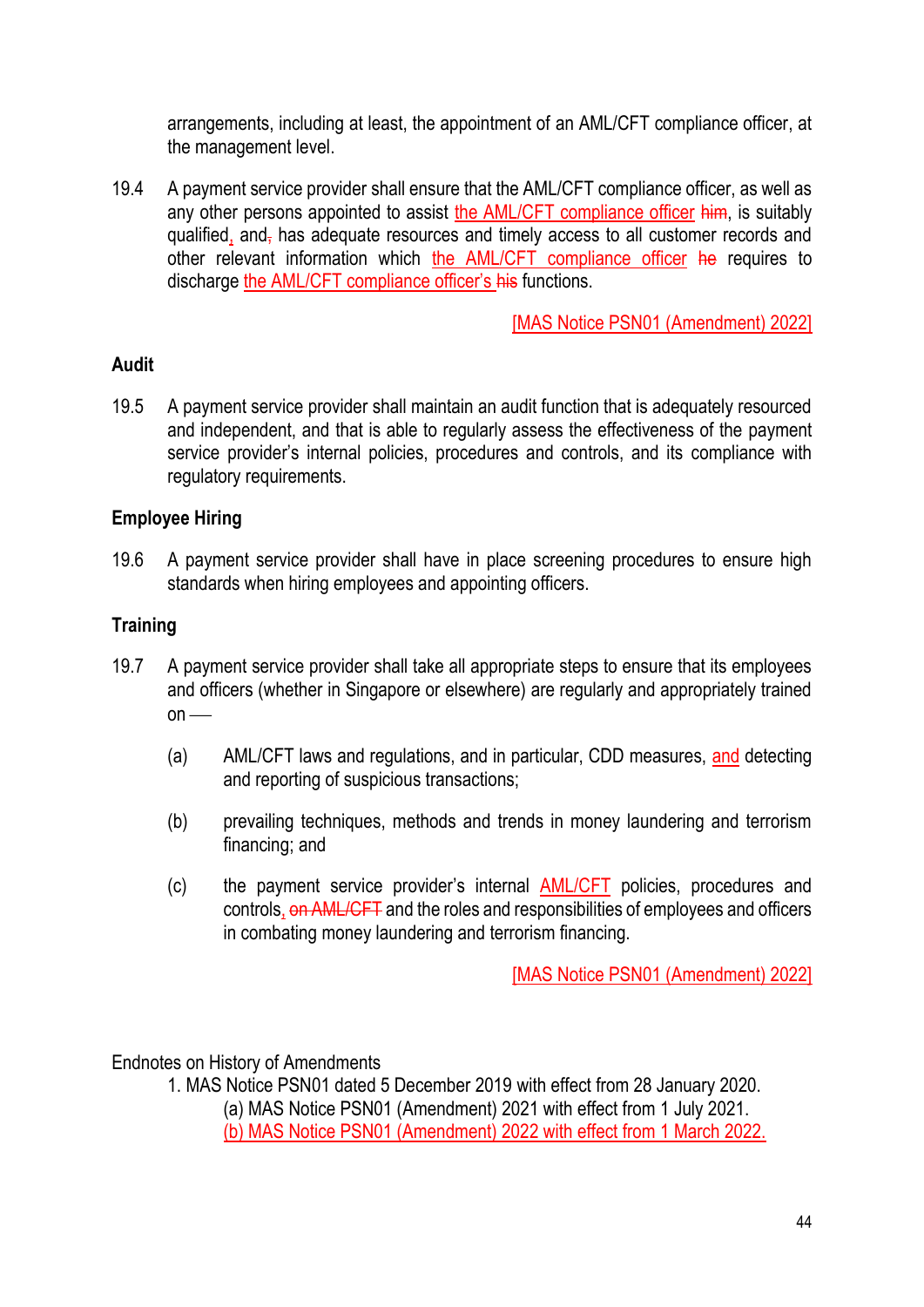arrangements, including at least, the appointment of an AML/CFT compliance officer, at the management level.

19.4 A payment service provider shall ensure that the AML/CFT compliance officer, as well as any other persons appointed to assist the AML/CFT compliance officer ~~him~~, is suitably qualified, and~~,~~ has adequate resources and timely access to all customer records and other relevant information which the AML/CFT compliance officer ~~he~~ requires to discharge the AML/CFT compliance officer's ~~his~~ functions.

[MAS Notice PSN01 (Amendment) 2022]

**Audit**

19.5 A payment service provider shall maintain an audit function that is adequately resourced and independent, and that is able to regularly assess the effectiveness of the payment service provider's internal policies, procedures and controls, and its compliance with regulatory requirements.

**Employee Hiring**

19.6 A payment service provider shall have in place screening procedures to ensure high standards when hiring employees and appointing officers.

**Training**

19.7 A payment service provider shall take all appropriate steps to ensure that its employees and officers (whether in Singapore or elsewhere) are regularly and appropriately trained on —

(a) AML/CFT laws and regulations, and in particular, CDD measures, and detecting and reporting of suspicious transactions;

(b) prevailing techniques, methods and trends in money laundering and terrorism financing; and

(c) the payment service provider's internal AML/CFT policies, procedures and controls, ~~on AML/CFT~~ and the roles and responsibilities of employees and officers in combating money laundering and terrorism financing.

[MAS Notice PSN01 (Amendment) 2022]

Endnotes on History of Amendments

1. MAS Notice PSN01 dated 5 December 2019 with effect from 28 January 2020.
   (a) MAS Notice PSN01 (Amendment) 2021 with effect from 1 July 2021.
   (b) MAS Notice PSN01 (Amendment) 2022 with effect from 1 March 2022.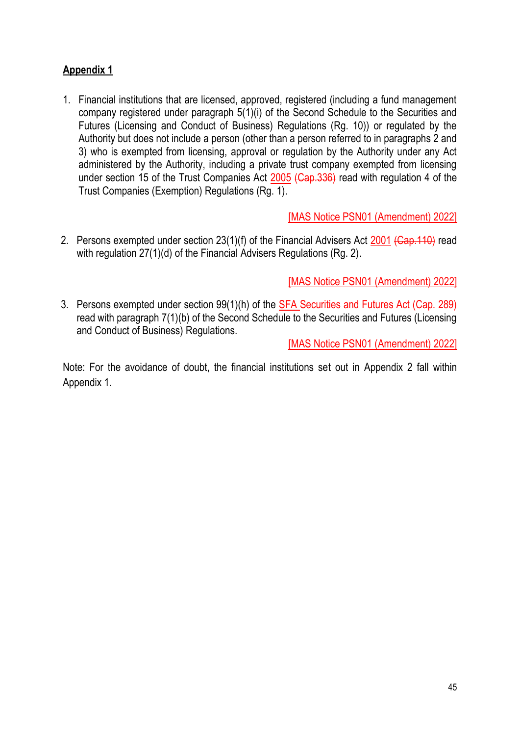**Appendix 1**

1. Financial institutions that are licensed, approved, registered (including a fund management company registered under paragraph 5(1)(i) of the Second Schedule to the Securities and Futures (Licensing and Conduct of Business) Regulations (Rg. 10)) or regulated by the Authority but does not include a person (other than a person referred to in paragraphs 2 and 3) who is exempted from licensing, approval or regulation by the Authority under any Act administered by the Authority, including a private trust company exempted from licensing under section 15 of the Trust Companies Act 2005 ~~(Cap.336)~~ read with regulation 4 of the Trust Companies (Exemption) Regulations (Rg. 1).

   [MAS Notice PSN01 (Amendment) 2022]

2. Persons exempted under section 23(1)(f) of the Financial Advisers Act 2001 ~~(Cap.110)~~ read with regulation 27(1)(d) of the Financial Advisers Regulations (Rg. 2).

   [MAS Notice PSN01 (Amendment) 2022]

3. Persons exempted under section 99(1)(h) of the SFA ~~Securities and Futures Act (Cap. 289)~~ read with paragraph 7(1)(b) of the Second Schedule to the Securities and Futures (Licensing and Conduct of Business) Regulations.

   [MAS Notice PSN01 (Amendment) 2022]

Note: For the avoidance of doubt, the financial institutions set out in Appendix 2 fall within Appendix 1.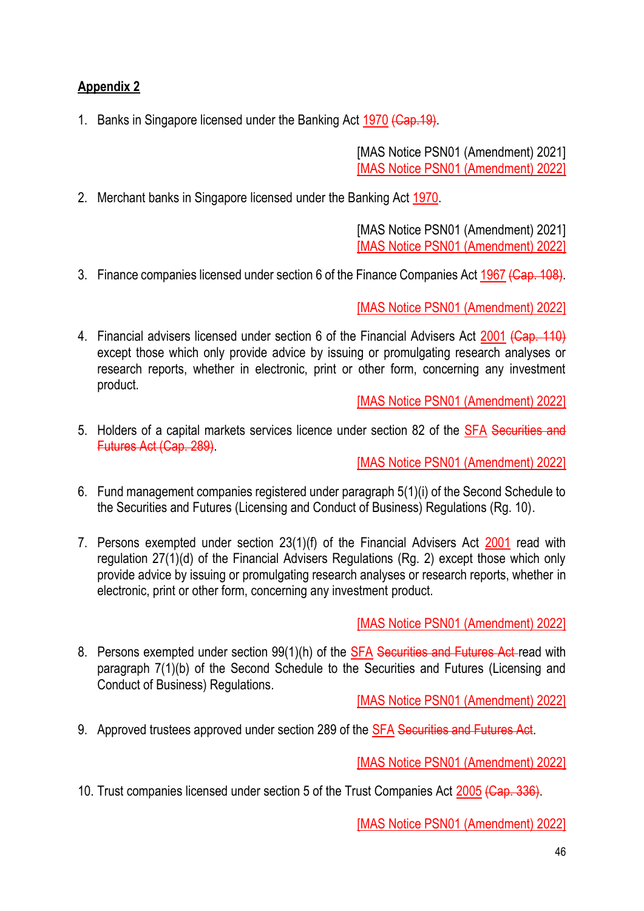**Appendix 2**

1. Banks in Singapore licensed under the Banking Act 1970 ~~(Cap.19)~~.

   [MAS Notice PSN01 (Amendment) 2021]
   [MAS Notice PSN01 (Amendment) 2022]

2. Merchant banks in Singapore licensed under the Banking Act 1970.

   [MAS Notice PSN01 (Amendment) 2021]
   [MAS Notice PSN01 (Amendment) 2022]

3. Finance companies licensed under section 6 of the Finance Companies Act 1967 ~~(Cap. 108)~~.

   [MAS Notice PSN01 (Amendment) 2022]

4. Financial advisers licensed under section 6 of the Financial Advisers Act 2001 ~~(Cap. 110)~~ except those which only provide advice by issuing or promulgating research analyses or research reports, whether in electronic, print or other form, concerning any investment product.

   [MAS Notice PSN01 (Amendment) 2022]

5. Holders of a capital markets services licence under section 82 of the SFA ~~Securities and Futures Act (Cap. 289)~~.

   [MAS Notice PSN01 (Amendment) 2022]

6. Fund management companies registered under paragraph 5(1)(i) of the Second Schedule to the Securities and Futures (Licensing and Conduct of Business) Regulations (Rg. 10).

7. Persons exempted under section 23(1)(f) of the Financial Advisers Act 2001 read with regulation 27(1)(d) of the Financial Advisers Regulations (Rg. 2) except those which only provide advice by issuing or promulgating research analyses or research reports, whether in electronic, print or other form, concerning any investment product.

   [MAS Notice PSN01 (Amendment) 2022]

8. Persons exempted under section 99(1)(h) of the SFA ~~Securities and Futures Act~~ read with paragraph 7(1)(b) of the Second Schedule to the Securities and Futures (Licensing and Conduct of Business) Regulations.

   [MAS Notice PSN01 (Amendment) 2022]

9. Approved trustees approved under section 289 of the SFA ~~Securities and Futures Act~~.

   [MAS Notice PSN01 (Amendment) 2022]

10. Trust companies licensed under section 5 of the Trust Companies Act 2005 ~~(Cap. 336)~~.

    [MAS Notice PSN01 (Amendment) 2022]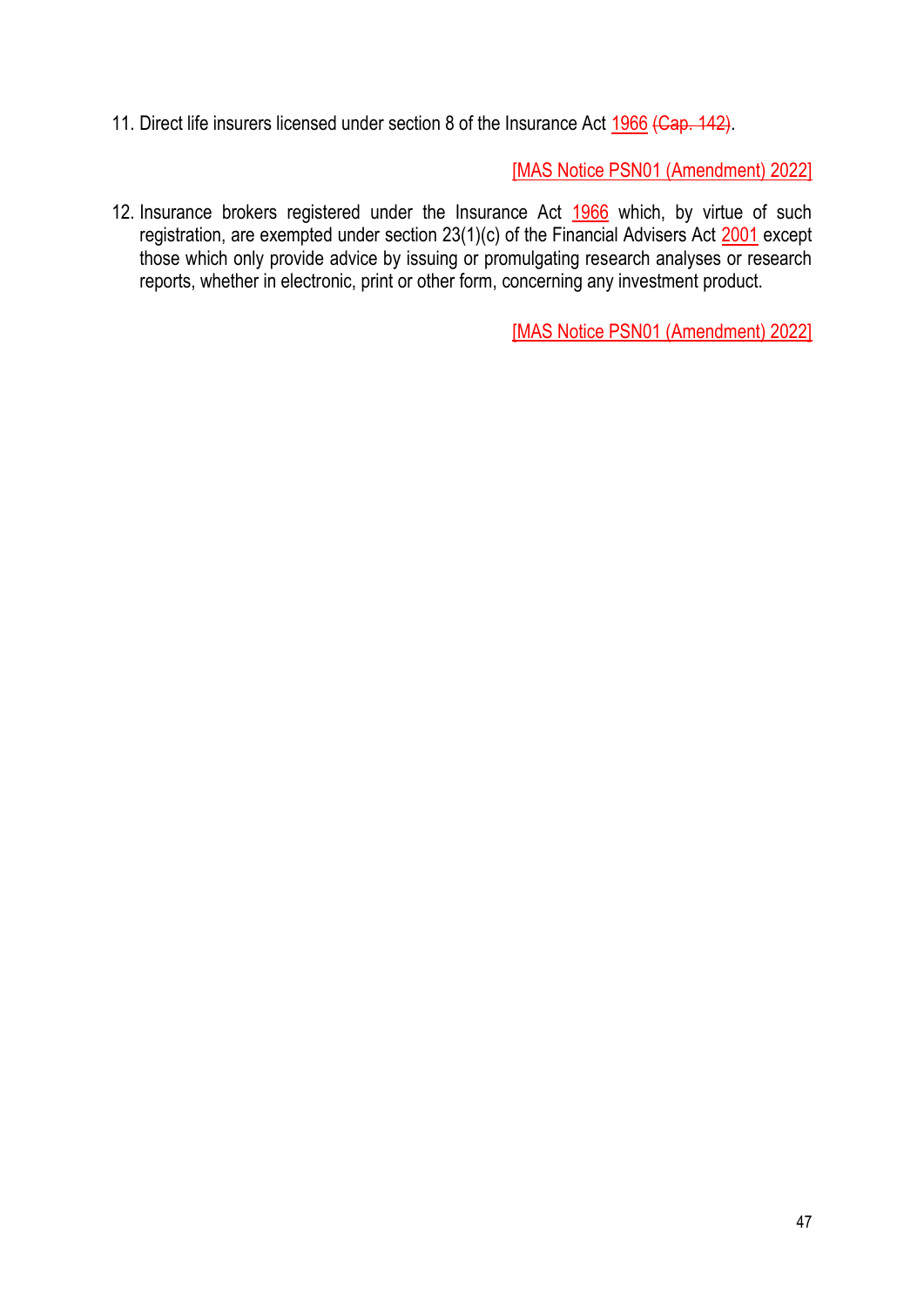11. Direct life insurers licensed under section 8 of the Insurance Act 1966 ~~(Cap. 142)~~.

[MAS Notice PSN01 (Amendment) 2022]

12. Insurance brokers registered under the Insurance Act 1966 which, by virtue of such registration, are exempted under section 23(1)(c) of the Financial Advisers Act 2001 except those which only provide advice by issuing or promulgating research analyses or research reports, whether in electronic, print or other form, concerning any investment product.

[MAS Notice PSN01 (Amendment) 2022]